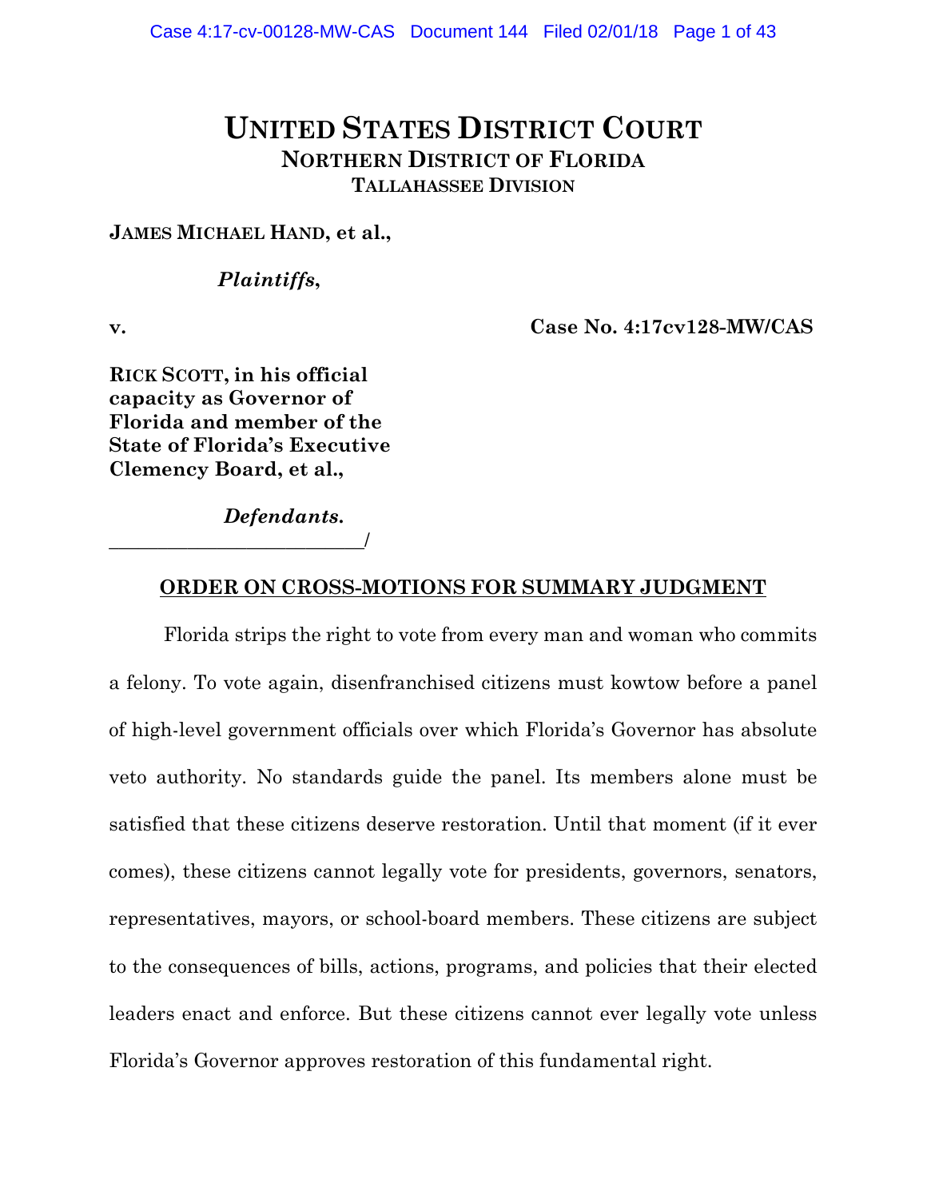# UNITED STATES DISTRICT COURT
## NORTHERN DISTRICT OF FLORIDA
### TALLAHASSEE DIVISION

**JAMES MICHAEL HAND, et al.,**

***Plaintiffs*,**

**v.** **Case No. 4:17cv128-MW/CAS**

**RICK SCOTT, in his official capacity as Governor of Florida and member of the State of Florida's Executive Clemency Board, et al.,**

***Defendants*.**

___________________________/

**ORDER ON CROSS-MOTIONS FOR SUMMARY JUDGMENT**

Florida strips the right to vote from every man and woman who commits a felony. To vote again, disenfranchised citizens must kowtow before a panel of high-level government officials over which Florida's Governor has absolute veto authority. No standards guide the panel. Its members alone must be satisfied that these citizens deserve restoration. Until that moment (if it ever comes), these citizens cannot legally vote for presidents, governors, senators, representatives, mayors, or school-board members. These citizens are subject to the consequences of bills, actions, programs, and policies that their elected leaders enact and enforce. But these citizens cannot ever legally vote unless Florida's Governor approves restoration of this fundamental right.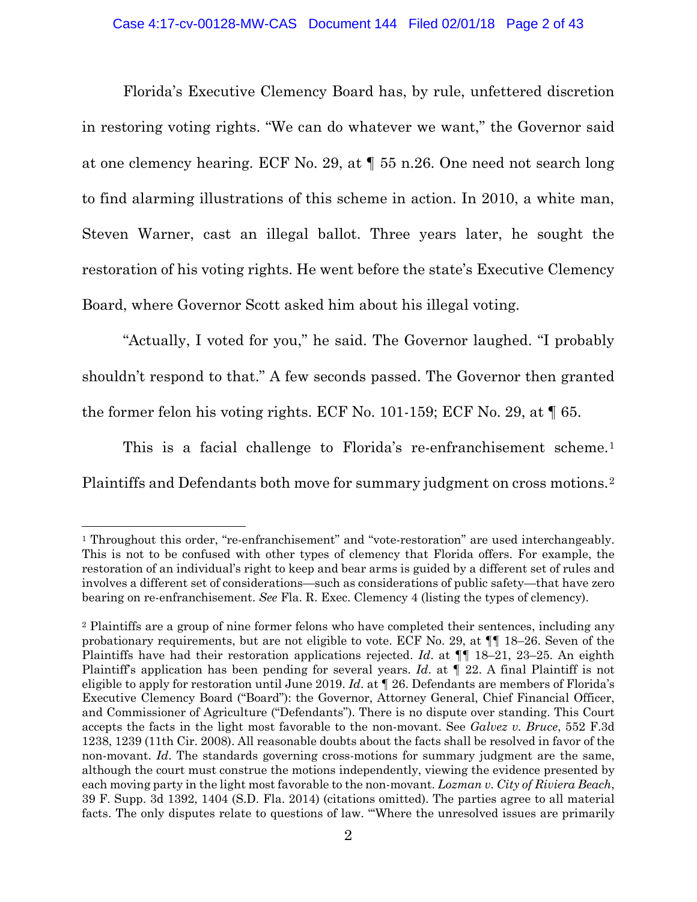Florida's Executive Clemency Board has, by rule, unfettered discretion in restoring voting rights. "We can do whatever we want," the Governor said at one clemency hearing. ECF No. 29, at ¶ 55 n.26. One need not search long to find alarming illustrations of this scheme in action. In 2010, a white man, Steven Warner, cast an illegal ballot. Three years later, he sought the restoration of his voting rights. He went before the state's Executive Clemency Board, where Governor Scott asked him about his illegal voting.

"Actually, I voted for you," he said. The Governor laughed. "I probably shouldn't respond to that." A few seconds passed. The Governor then granted the former felon his voting rights. ECF No. 101-159; ECF No. 29, at ¶ 65.

This is a facial challenge to Florida's re-enfranchisement scheme.[1] Plaintiffs and Defendants both move for summary judgment on cross motions.[2]

---

[1] Throughout this order, "re-enfranchisement" and "vote-restoration" are used interchangeably. This is not to be confused with other types of clemency that Florida offers. For example, the restoration of an individual's right to keep and bear arms is guided by a different set of rules and involves a different set of considerations—such as considerations of public safety—that have zero bearing on re-enfranchisement. *See* Fla. R. Exec. Clemency 4 (listing the types of clemency).

[2] Plaintiffs are a group of nine former felons who have completed their sentences, including any probationary requirements, but are not eligible to vote. ECF No. 29, at ¶¶ 18–26. Seven of the Plaintiffs have had their restoration applications rejected. *Id*. at ¶¶ 18–21, 23–25. An eighth Plaintiff's application has been pending for several years. *Id*. at ¶ 22. A final Plaintiff is not eligible to apply for restoration until June 2019. *Id*. at ¶ 26. Defendants are members of Florida's Executive Clemency Board ("Board"): the Governor, Attorney General, Chief Financial Officer, and Commissioner of Agriculture ("Defendants"). There is no dispute over standing. This Court accepts the facts in the light most favorable to the non-movant. See *Galvez v. Bruce*, 552 F.3d 1238, 1239 (11th Cir. 2008). All reasonable doubts about the facts shall be resolved in favor of the non-movant. *Id*. The standards governing cross-motions for summary judgment are the same, although the court must construe the motions independently, viewing the evidence presented by each moving party in the light most favorable to the non-movant. *Lozman v. City of Riviera Beach*, 39 F. Supp. 3d 1392, 1404 (S.D. Fla. 2014) (citations omitted). The parties agree to all material facts. The only disputes relate to questions of law. "'Where the unresolved issues are primarily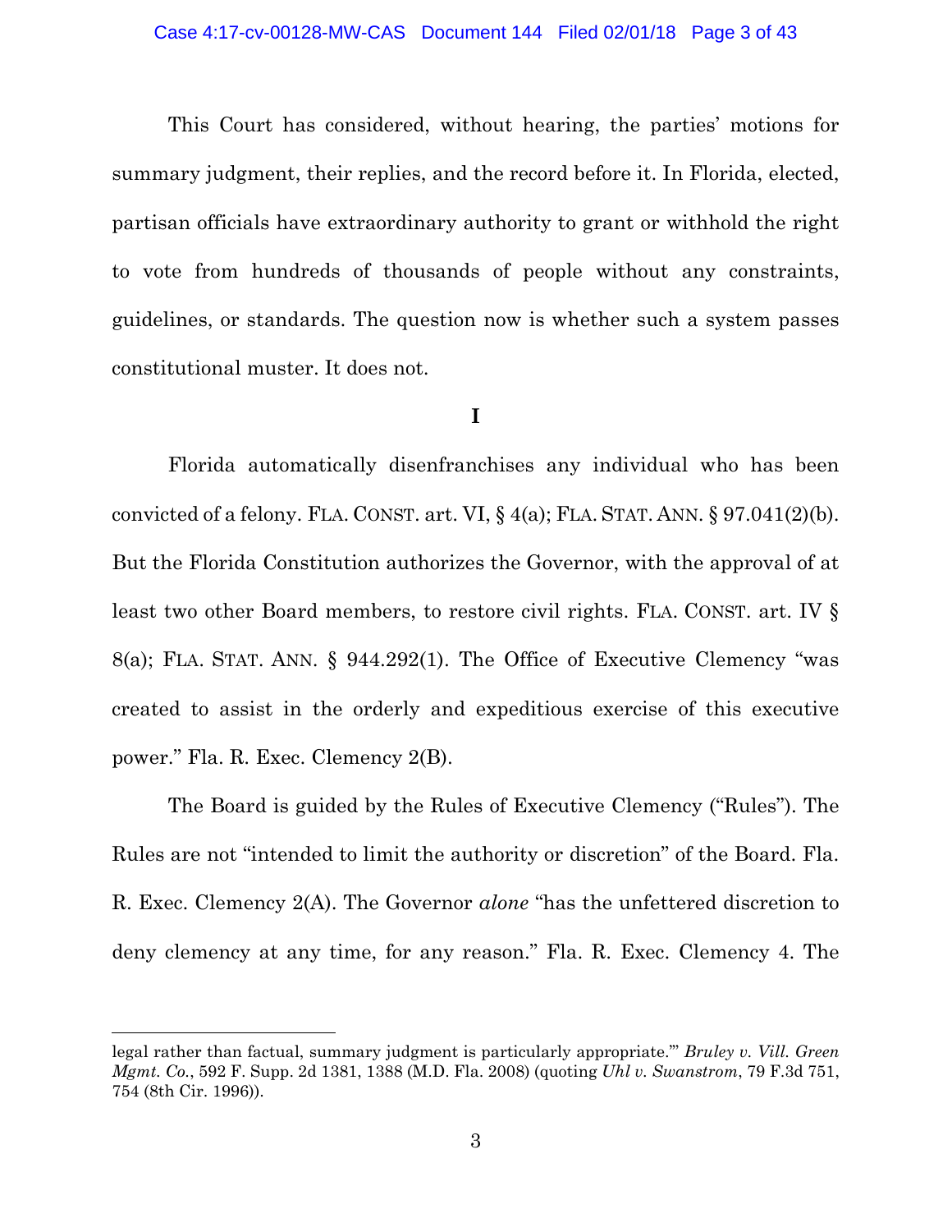This Court has considered, without hearing, the parties' motions for summary judgment, their replies, and the record before it. In Florida, elected, partisan officials have extraordinary authority to grant or withhold the right to vote from hundreds of thousands of people without any constraints, guidelines, or standards. The question now is whether such a system passes constitutional muster. It does not.

## I

Florida automatically disenfranchises any individual who has been convicted of a felony. FLA. CONST. art. VI, § 4(a); FLA. STAT. ANN. § 97.041(2)(b). But the Florida Constitution authorizes the Governor, with the approval of at least two other Board members, to restore civil rights. FLA. CONST. art. IV § 8(a); FLA. STAT. ANN. § 944.292(1). The Office of Executive Clemency "was created to assist in the orderly and expeditious exercise of this executive power." Fla. R. Exec. Clemency 2(B).

The Board is guided by the Rules of Executive Clemency ("Rules"). The Rules are not "intended to limit the authority or discretion" of the Board. Fla. R. Exec. Clemency 2(A). The Governor *alone* "has the unfettered discretion to deny clemency at any time, for any reason." Fla. R. Exec. Clemency 4. The

---

legal rather than factual, summary judgment is particularly appropriate.'" *Bruley v. Vill. Green Mgmt. Co.*, 592 F. Supp. 2d 1381, 1388 (M.D. Fla. 2008) (quoting *Uhl v. Swanstrom*, 79 F.3d 751, 754 (8th Cir. 1996)).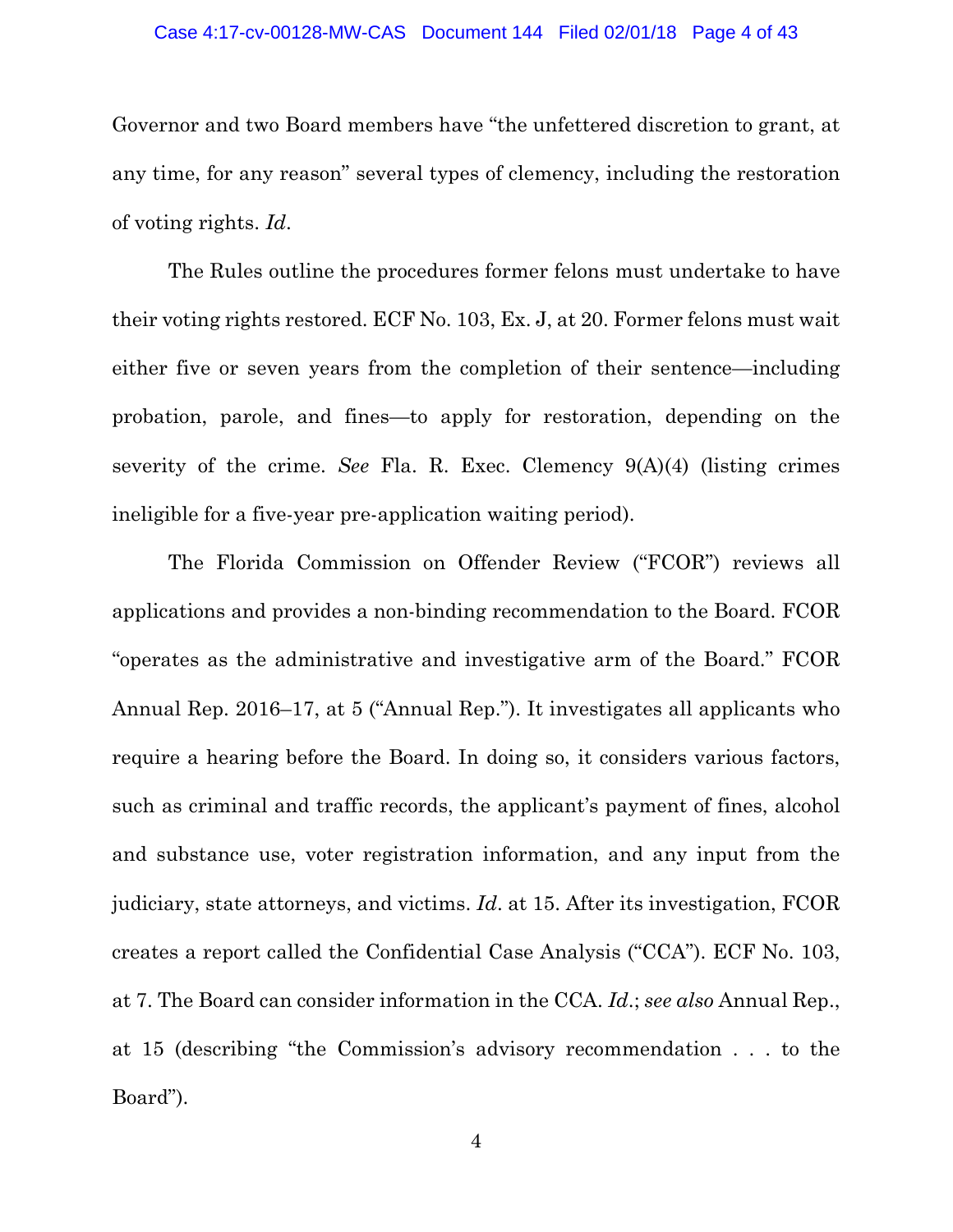Governor and two Board members have "the unfettered discretion to grant, at any time, for any reason" several types of clemency, including the restoration of voting rights. *Id*.

The Rules outline the procedures former felons must undertake to have their voting rights restored. ECF No. 103, Ex. J, at 20. Former felons must wait either five or seven years from the completion of their sentence—including probation, parole, and fines—to apply for restoration, depending on the severity of the crime. *See* Fla. R. Exec. Clemency 9(A)(4) (listing crimes ineligible for a five-year pre-application waiting period).

The Florida Commission on Offender Review ("FCOR") reviews all applications and provides a non-binding recommendation to the Board. FCOR "operates as the administrative and investigative arm of the Board." FCOR Annual Rep. 2016–17, at 5 ("Annual Rep."). It investigates all applicants who require a hearing before the Board. In doing so, it considers various factors, such as criminal and traffic records, the applicant's payment of fines, alcohol and substance use, voter registration information, and any input from the judiciary, state attorneys, and victims. *Id*. at 15. After its investigation, FCOR creates a report called the Confidential Case Analysis ("CCA"). ECF No. 103, at 7. The Board can consider information in the CCA. *Id*.; *see also* Annual Rep., at 15 (describing "the Commission's advisory recommendation . . . to the Board").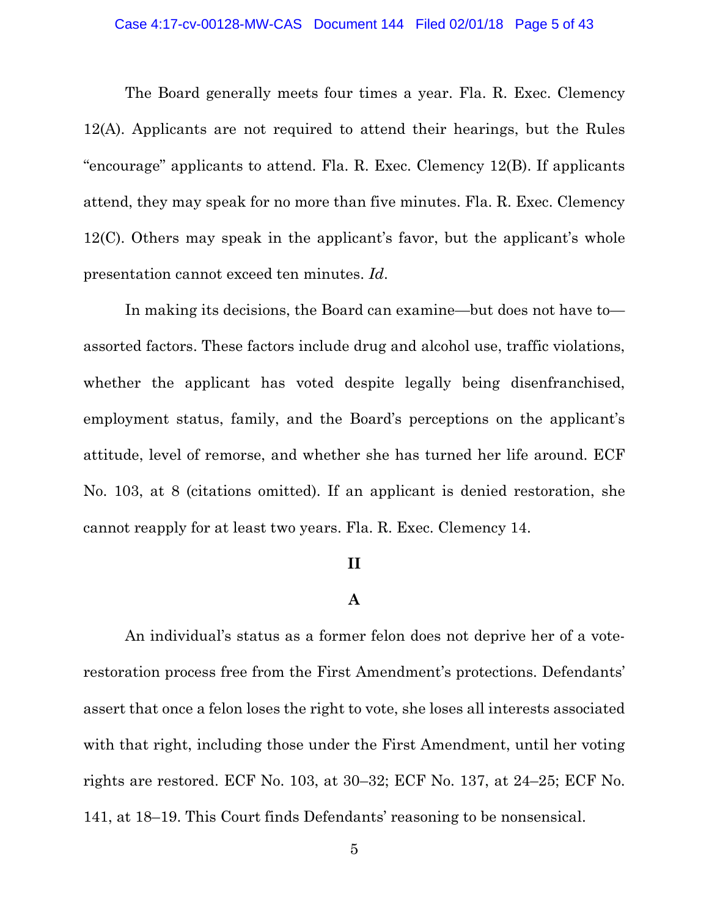The Board generally meets four times a year. Fla. R. Exec. Clemency 12(A). Applicants are not required to attend their hearings, but the Rules "encourage" applicants to attend. Fla. R. Exec. Clemency 12(B). If applicants attend, they may speak for no more than five minutes. Fla. R. Exec. Clemency 12(C). Others may speak in the applicant's favor, but the applicant's whole presentation cannot exceed ten minutes. *Id.*

In making its decisions, the Board can examine—but does not have to—assorted factors. These factors include drug and alcohol use, traffic violations, whether the applicant has voted despite legally being disenfranchised, employment status, family, and the Board's perceptions on the applicant's attitude, level of remorse, and whether she has turned her life around. ECF No. 103, at 8 (citations omitted). If an applicant is denied restoration, she cannot reapply for at least two years. Fla. R. Exec. Clemency 14.

**II**

**A**

An individual's status as a former felon does not deprive her of a vote-restoration process free from the First Amendment's protections. Defendants' assert that once a felon loses the right to vote, she loses all interests associated with that right, including those under the First Amendment, until her voting rights are restored. ECF No. 103, at 30–32; ECF No. 137, at 24–25; ECF No. 141, at 18–19. This Court finds Defendants' reasoning to be nonsensical.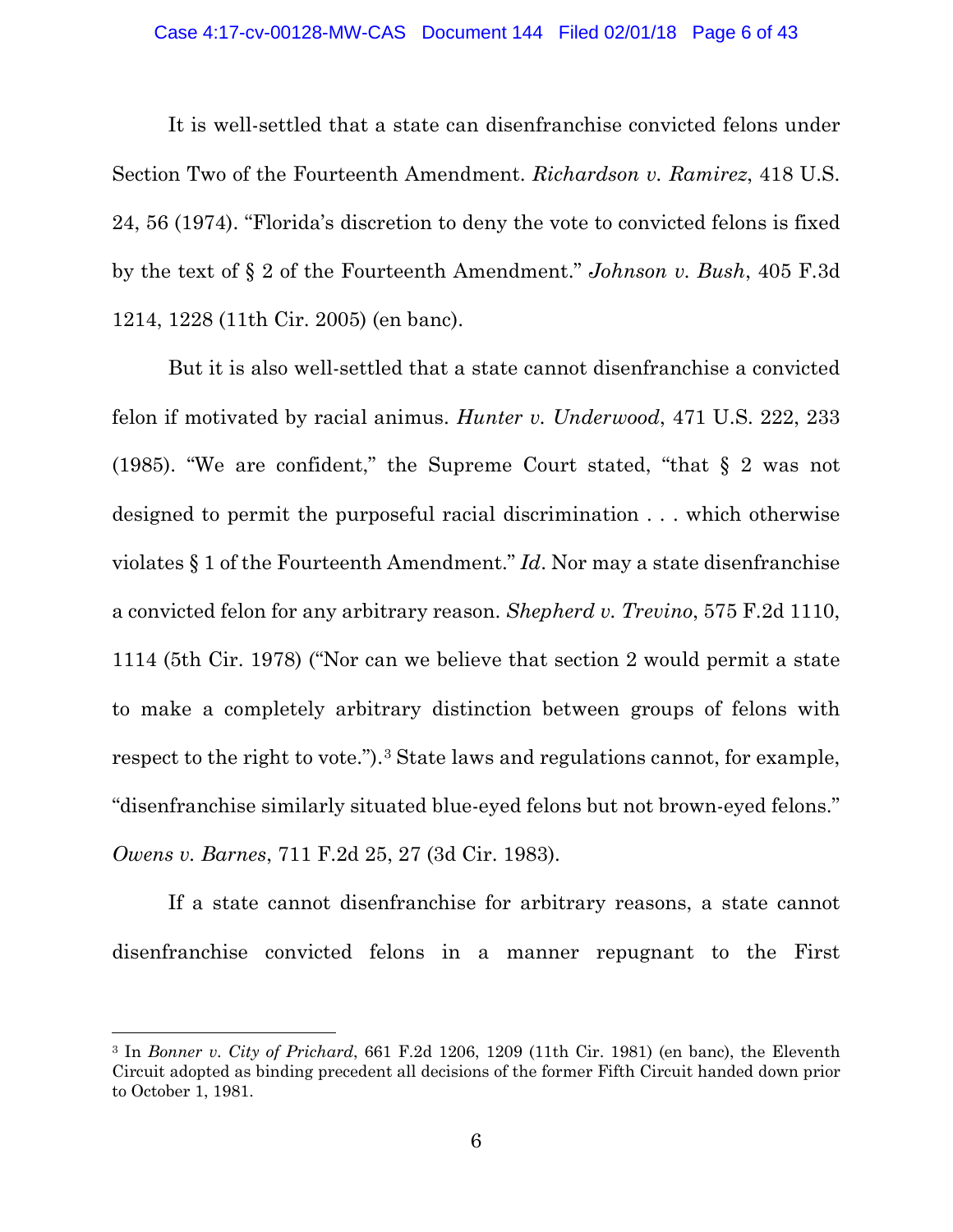It is well-settled that a state can disenfranchise convicted felons under Section Two of the Fourteenth Amendment. *Richardson v. Ramirez*, 418 U.S. 24, 56 (1974). "Florida's discretion to deny the vote to convicted felons is fixed by the text of § 2 of the Fourteenth Amendment." *Johnson v. Bush*, 405 F.3d 1214, 1228 (11th Cir. 2005) (en banc).

But it is also well-settled that a state cannot disenfranchise a convicted felon if motivated by racial animus. *Hunter v. Underwood*, 471 U.S. 222, 233 (1985). "We are confident," the Supreme Court stated, "that § 2 was not designed to permit the purposeful racial discrimination . . . which otherwise violates § 1 of the Fourteenth Amendment." *Id*. Nor may a state disenfranchise a convicted felon for any arbitrary reason. *Shepherd v. Trevino*, 575 F.2d 1110, 1114 (5th Cir. 1978) ("Nor can we believe that section 2 would permit a state to make a completely arbitrary distinction between groups of felons with respect to the right to vote.").[3] State laws and regulations cannot, for example, "disenfranchise similarly situated blue-eyed felons but not brown-eyed felons." *Owens v. Barnes*, 711 F.2d 25, 27 (3d Cir. 1983).

If a state cannot disenfranchise for arbitrary reasons, a state cannot disenfranchise convicted felons in a manner repugnant to the First

---

[3] In *Bonner v. City of Prichard*, 661 F.2d 1206, 1209 (11th Cir. 1981) (en banc), the Eleventh Circuit adopted as binding precedent all decisions of the former Fifth Circuit handed down prior to October 1, 1981.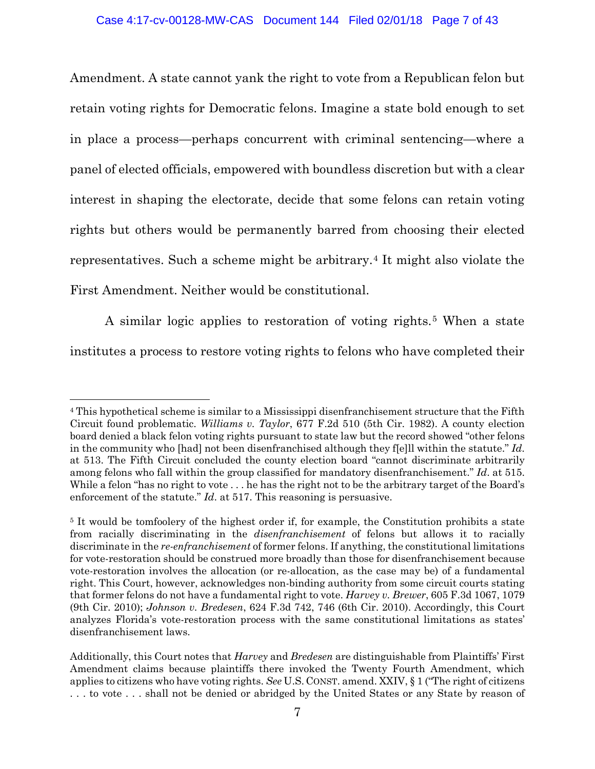Amendment. A state cannot yank the right to vote from a Republican felon but retain voting rights for Democratic felons. Imagine a state bold enough to set in place a process—perhaps concurrent with criminal sentencing—where a panel of elected officials, empowered with boundless discretion but with a clear interest in shaping the electorate, decide that some felons can retain voting rights but others would be permanently barred from choosing their elected representatives. Such a scheme might be arbitrary.[4] It might also violate the First Amendment. Neither would be constitutional.

A similar logic applies to restoration of voting rights.[5] When a state institutes a process to restore voting rights to felons who have completed their

---

[4] This hypothetical scheme is similar to a Mississippi disenfranchisement structure that the Fifth Circuit found problematic. *Williams v. Taylor*, 677 F.2d 510 (5th Cir. 1982). A county election board denied a black felon voting rights pursuant to state law but the record showed "other felons in the community who [had] not been disenfranchised although they f[e]ll within the statute." *Id.* at 513. The Fifth Circuit concluded the county election board "cannot discriminate arbitrarily among felons who fall within the group classified for mandatory disenfranchisement." *Id.* at 515. While a felon "has no right to vote . . . he has the right not to be the arbitrary target of the Board's enforcement of the statute." *Id.* at 517. This reasoning is persuasive.

[5] It would be tomfoolery of the highest order if, for example, the Constitution prohibits a state from racially discriminating in the *disenfranchisement* of felons but allows it to racially discriminate in the *re-enfranchisement* of former felons. If anything, the constitutional limitations for vote-restoration should be construed more broadly than those for disenfranchisement because vote-restoration involves the allocation (or re-allocation, as the case may be) of a fundamental right. This Court, however, acknowledges non-binding authority from some circuit courts stating that former felons do not have a fundamental right to vote. *Harvey v. Brewer*, 605 F.3d 1067, 1079 (9th Cir. 2010); *Johnson v. Bredesen*, 624 F.3d 742, 746 (6th Cir. 2010). Accordingly, this Court analyzes Florida's vote-restoration process with the same constitutional limitations as states' disenfranchisement laws.

Additionally, this Court notes that *Harvey* and *Bredesen* are distinguishable from Plaintiffs' First Amendment claims because plaintiffs there invoked the Twenty Fourth Amendment, which applies to citizens who have voting rights. *See* U.S. CONST. amend. XXIV, § 1 ("The right of citizens . . . to vote . . . shall not be denied or abridged by the United States or any State by reason of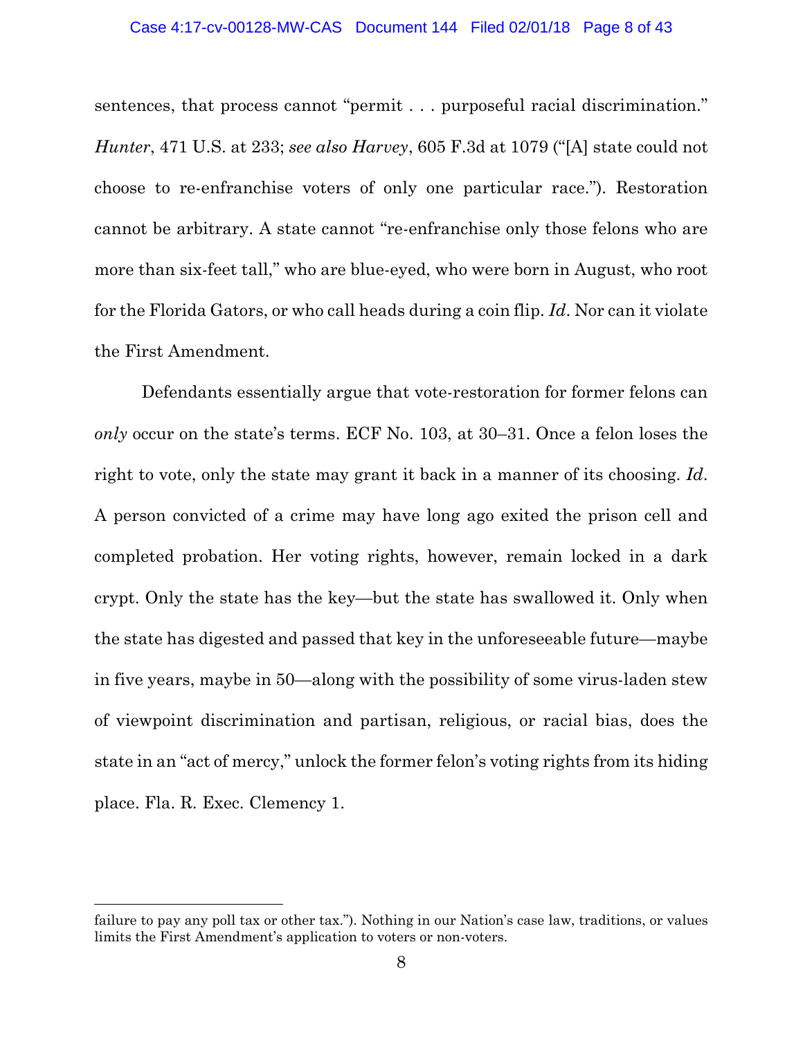sentences, that process cannot "permit . . . purposeful racial discrimination." *Hunter*, 471 U.S. at 233; *see also Harvey*, 605 F.3d at 1079 ("[A] state could not choose to re-enfranchise voters of only one particular race."). Restoration cannot be arbitrary. A state cannot "re-enfranchise only those felons who are more than six-feet tall," who are blue-eyed, who were born in August, who root for the Florida Gators, or who call heads during a coin flip. *Id*. Nor can it violate the First Amendment.

Defendants essentially argue that vote-restoration for former felons can *only* occur on the state's terms. ECF No. 103, at 30–31. Once a felon loses the right to vote, only the state may grant it back in a manner of its choosing. *Id*. A person convicted of a crime may have long ago exited the prison cell and completed probation. Her voting rights, however, remain locked in a dark crypt. Only the state has the key—but the state has swallowed it. Only when the state has digested and passed that key in the unforeseeable future—maybe in five years, maybe in 50—along with the possibility of some virus-laden stew of viewpoint discrimination and partisan, religious, or racial bias, does the state in an "act of mercy," unlock the former felon's voting rights from its hiding place. Fla. R. Exec. Clemency 1.

---

failure to pay any poll tax or other tax."). Nothing in our Nation's case law, traditions, or values limits the First Amendment's application to voters or non-voters.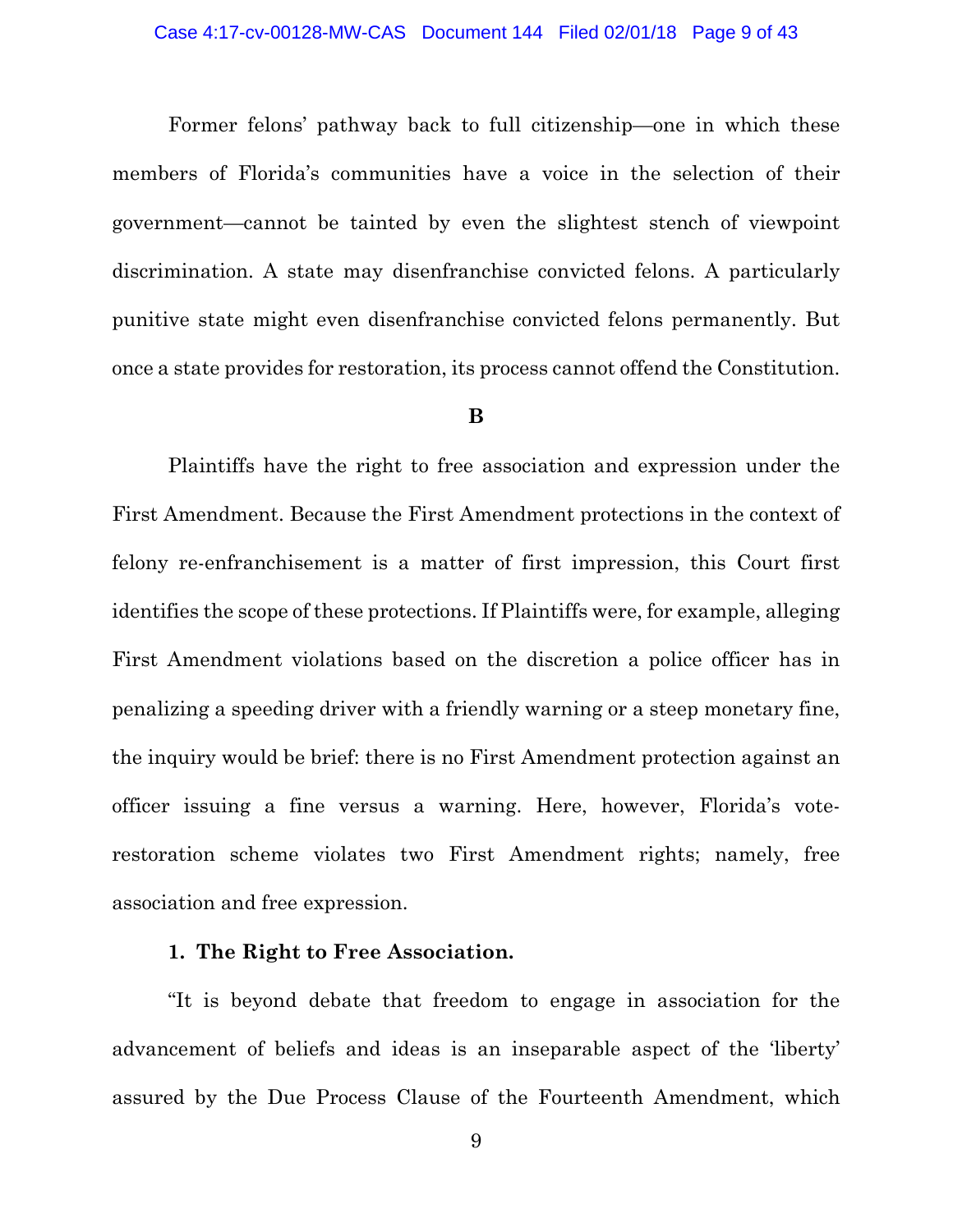Former felons' pathway back to full citizenship—one in which these members of Florida's communities have a voice in the selection of their government—cannot be tainted by even the slightest stench of viewpoint discrimination. A state may disenfranchise convicted felons. A particularly punitive state might even disenfranchise convicted felons permanently. But once a state provides for restoration, its process cannot offend the Constitution.

**B**

Plaintiffs have the right to free association and expression under the First Amendment. Because the First Amendment protections in the context of felony re-enfranchisement is a matter of first impression, this Court first identifies the scope of these protections. If Plaintiffs were, for example, alleging First Amendment violations based on the discretion a police officer has in penalizing a speeding driver with a friendly warning or a steep monetary fine, the inquiry would be brief: there is no First Amendment protection against an officer issuing a fine versus a warning. Here, however, Florida's vote-restoration scheme violates two First Amendment rights; namely, free association and free expression.

**1. The Right to Free Association.**

"It is beyond debate that freedom to engage in association for the advancement of beliefs and ideas is an inseparable aspect of the 'liberty' assured by the Due Process Clause of the Fourteenth Amendment, which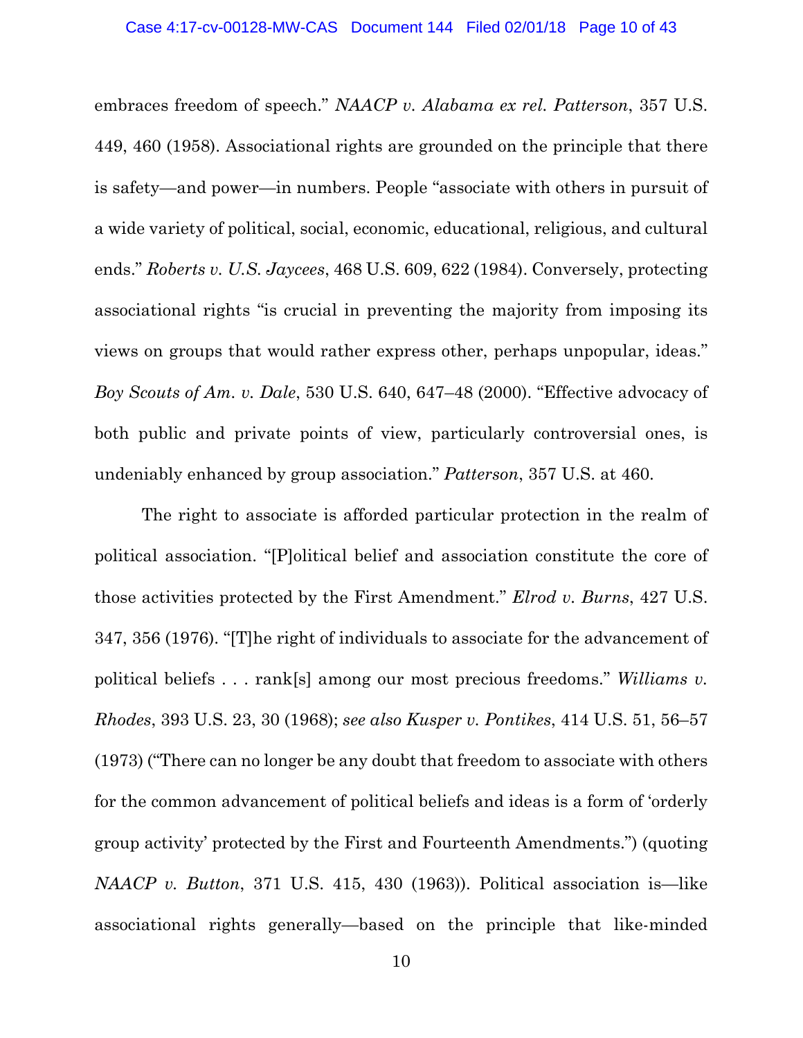embraces freedom of speech." *NAACP v. Alabama ex rel. Patterson*, 357 U.S. 449, 460 (1958). Associational rights are grounded on the principle that there is safety—and power—in numbers. People "associate with others in pursuit of a wide variety of political, social, economic, educational, religious, and cultural ends." *Roberts v. U.S. Jaycees*, 468 U.S. 609, 622 (1984). Conversely, protecting associational rights "is crucial in preventing the majority from imposing its views on groups that would rather express other, perhaps unpopular, ideas." *Boy Scouts of Am. v. Dale*, 530 U.S. 640, 647–48 (2000). "Effective advocacy of both public and private points of view, particularly controversial ones, is undeniably enhanced by group association." *Patterson*, 357 U.S. at 460.

The right to associate is afforded particular protection in the realm of political association. "[P]olitical belief and association constitute the core of those activities protected by the First Amendment." *Elrod v. Burns*, 427 U.S. 347, 356 (1976). "[T]he right of individuals to associate for the advancement of political beliefs . . . rank[s] among our most precious freedoms." *Williams v. Rhodes*, 393 U.S. 23, 30 (1968); *see also Kusper v. Pontikes*, 414 U.S. 51, 56–57 (1973) ("There can no longer be any doubt that freedom to associate with others for the common advancement of political beliefs and ideas is a form of 'orderly group activity' protected by the First and Fourteenth Amendments.") (quoting *NAACP v. Button*, 371 U.S. 415, 430 (1963)). Political association is—like associational rights generally—based on the principle that like-minded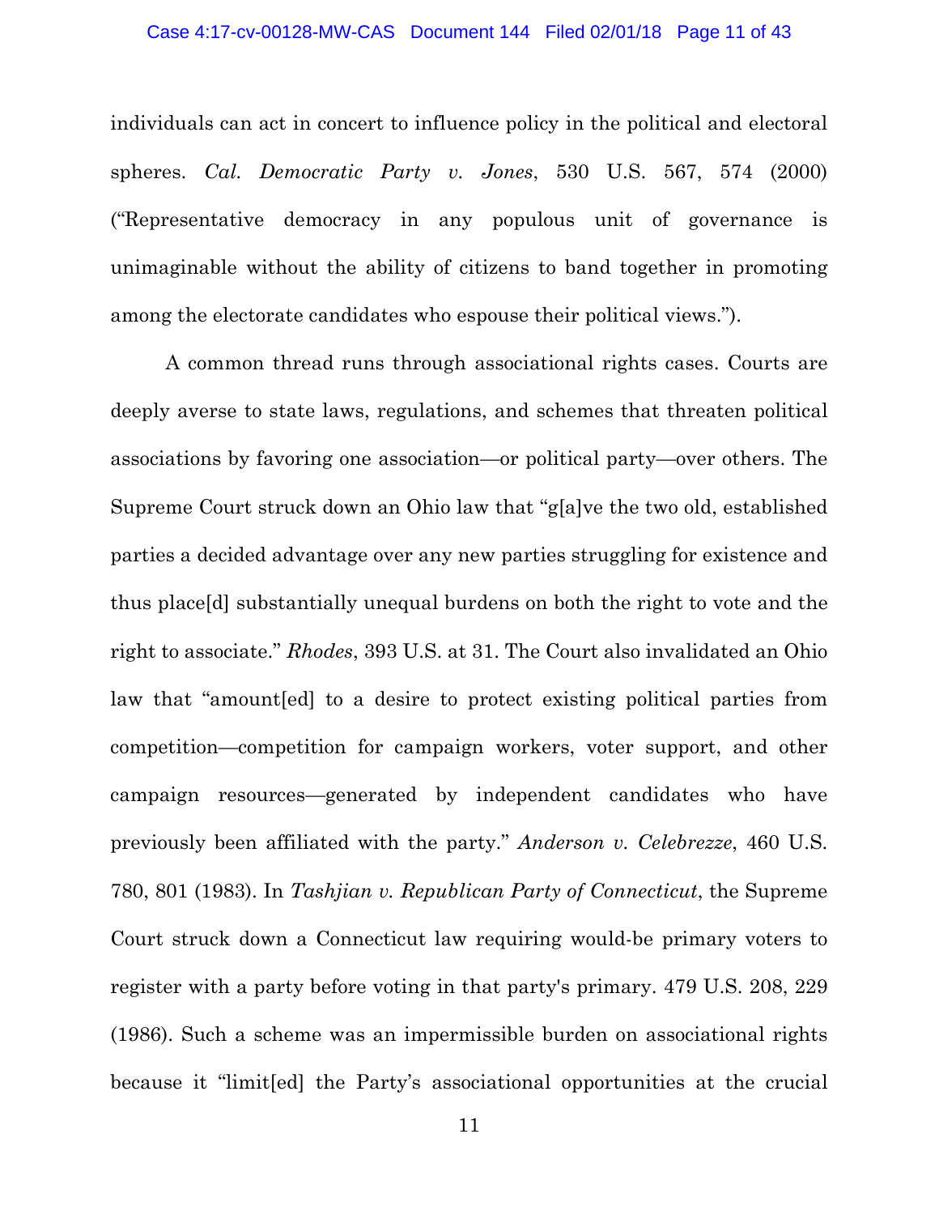individuals can act in concert to influence policy in the political and electoral spheres. *Cal. Democratic Party v. Jones*, 530 U.S. 567, 574 (2000) ("Representative democracy in any populous unit of governance is unimaginable without the ability of citizens to band together in promoting among the electorate candidates who espouse their political views.").

A common thread runs through associational rights cases. Courts are deeply averse to state laws, regulations, and schemes that threaten political associations by favoring one association—or political party—over others. The Supreme Court struck down an Ohio law that "g[a]ve the two old, established parties a decided advantage over any new parties struggling for existence and thus place[d] substantially unequal burdens on both the right to vote and the right to associate." *Rhodes*, 393 U.S. at 31. The Court also invalidated an Ohio law that "amount[ed] to a desire to protect existing political parties from competition—competition for campaign workers, voter support, and other campaign resources—generated by independent candidates who have previously been affiliated with the party." *Anderson v. Celebrezze*, 460 U.S. 780, 801 (1983). In *Tashjian v. Republican Party of Connecticut*, the Supreme Court struck down a Connecticut law requiring would-be primary voters to register with a party before voting in that party's primary. 479 U.S. 208, 229 (1986). Such a scheme was an impermissible burden on associational rights because it "limit[ed] the Party's associational opportunities at the crucial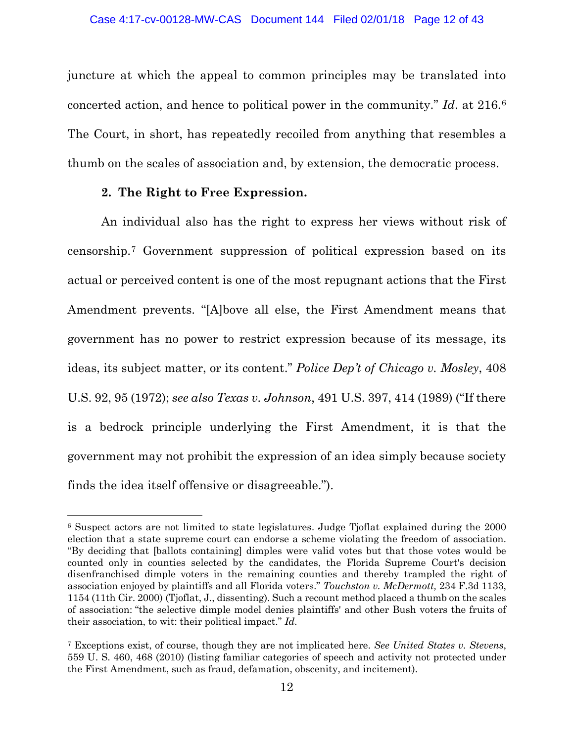juncture at which the appeal to common principles may be translated into concerted action, and hence to political power in the community." *Id*. at 216.[6] The Court, in short, has repeatedly recoiled from anything that resembles a thumb on the scales of association and, by extension, the democratic process.

**2. The Right to Free Expression.**

An individual also has the right to express her views without risk of censorship.[7] Government suppression of political expression based on its actual or perceived content is one of the most repugnant actions that the First Amendment prevents. "[A]bove all else, the First Amendment means that government has no power to restrict expression because of its message, its ideas, its subject matter, or its content." *Police Dep't of Chicago v. Mosley*, 408 U.S. 92, 95 (1972); *see also Texas v. Johnson*, 491 U.S. 397, 414 (1989) ("If there is a bedrock principle underlying the First Amendment, it is that the government may not prohibit the expression of an idea simply because society finds the idea itself offensive or disagreeable.").

---

[6] Suspect actors are not limited to state legislatures. Judge Tjoflat explained during the 2000 election that a state supreme court can endorse a scheme violating the freedom of association. "By deciding that [ballots containing] dimples were valid votes but that those votes would be counted only in counties selected by the candidates, the Florida Supreme Court's decision disenfranchised dimple voters in the remaining counties and thereby trampled the right of association enjoyed by plaintiffs and all Florida voters." *Touchston v. McDermott,* 234 F.3d 1133, 1154 (11th Cir. 2000) (Tjoflat, J., dissenting). Such a recount method placed a thumb on the scales of association: "the selective dimple model denies plaintiffs' and other Bush voters the fruits of their association, to wit: their political impact." *Id.*

[7] Exceptions exist, of course, though they are not implicated here. *See United States v. Stevens*, 559 U. S. 460, 468 (2010) (listing familiar categories of speech and activity not protected under the First Amendment, such as fraud, defamation, obscenity, and incitement).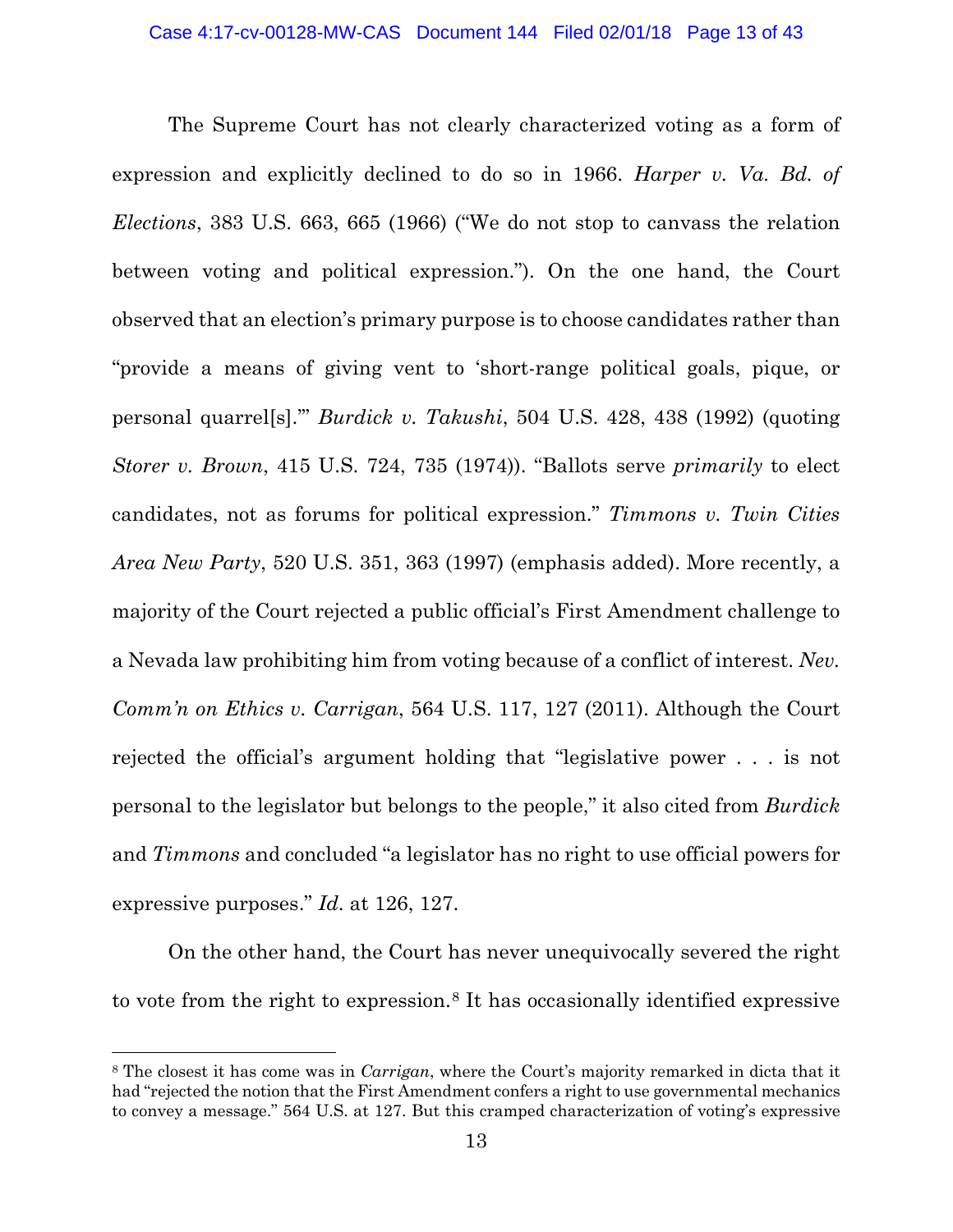The Supreme Court has not clearly characterized voting as a form of expression and explicitly declined to do so in 1966. *Harper v. Va. Bd. of Elections*, 383 U.S. 663, 665 (1966) ("We do not stop to canvass the relation between voting and political expression."). On the one hand, the Court observed that an election's primary purpose is to choose candidates rather than "provide a means of giving vent to 'short-range political goals, pique, or personal quarrel[s].'" *Burdick v. Takushi*, 504 U.S. 428, 438 (1992) (quoting *Storer v. Brown*, 415 U.S. 724, 735 (1974)). "Ballots serve *primarily* to elect candidates, not as forums for political expression." *Timmons v. Twin Cities Area New Party*, 520 U.S. 351, 363 (1997) (emphasis added). More recently, a majority of the Court rejected a public official's First Amendment challenge to a Nevada law prohibiting him from voting because of a conflict of interest. *Nev. Comm'n on Ethics v. Carrigan*, 564 U.S. 117, 127 (2011). Although the Court rejected the official's argument holding that "legislative power . . . is not personal to the legislator but belongs to the people," it also cited from *Burdick* and *Timmons* and concluded "a legislator has no right to use official powers for expressive purposes." *Id.* at 126, 127.

On the other hand, the Court has never unequivocally severed the right to vote from the right to expression.[8] It has occasionally identified expressive

[8] The closest it has come was in *Carrigan*, where the Court's majority remarked in dicta that it had "rejected the notion that the First Amendment confers a right to use governmental mechanics to convey a message." 564 U.S. at 127. But this cramped characterization of voting's expressive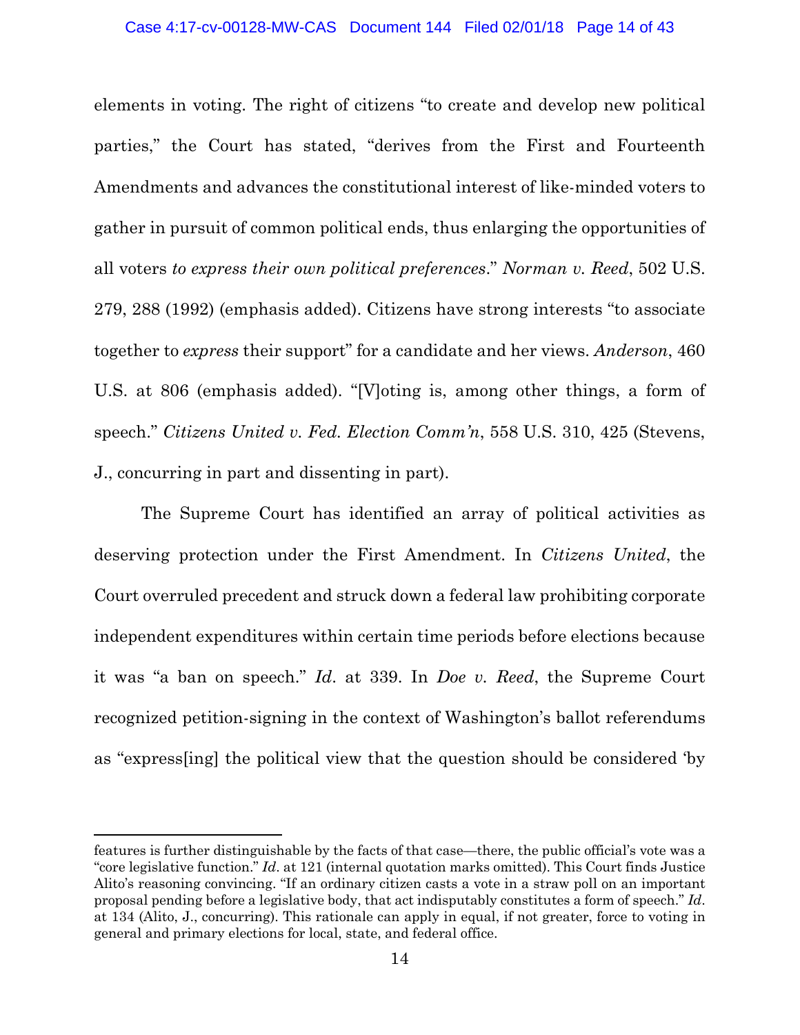elements in voting. The right of citizens "to create and develop new political parties," the Court has stated, "derives from the First and Fourteenth Amendments and advances the constitutional interest of like-minded voters to gather in pursuit of common political ends, thus enlarging the opportunities of all voters *to express their own political preferences*." *Norman v. Reed*, 502 U.S. 279, 288 (1992) (emphasis added). Citizens have strong interests "to associate together to *express* their support" for a candidate and her views. *Anderson*, 460 U.S. at 806 (emphasis added). "[V]oting is, among other things, a form of speech." *Citizens United v. Fed. Election Comm'n*, 558 U.S. 310, 425 (Stevens, J., concurring in part and dissenting in part).

The Supreme Court has identified an array of political activities as deserving protection under the First Amendment. In *Citizens United*, the Court overruled precedent and struck down a federal law prohibiting corporate independent expenditures within certain time periods before elections because it was "a ban on speech." *Id*. at 339. In *Doe v. Reed*, the Supreme Court recognized petition-signing in the context of Washington's ballot referendums as "express[ing] the political view that the question should be considered 'by

---

features is further distinguishable by the facts of that case—there, the public official's vote was a "core legislative function." *Id*. at 121 (internal quotation marks omitted). This Court finds Justice Alito's reasoning convincing. "If an ordinary citizen casts a vote in a straw poll on an important proposal pending before a legislative body, that act indisputably constitutes a form of speech." *Id*. at 134 (Alito, J., concurring). This rationale can apply in equal, if not greater, force to voting in general and primary elections for local, state, and federal office.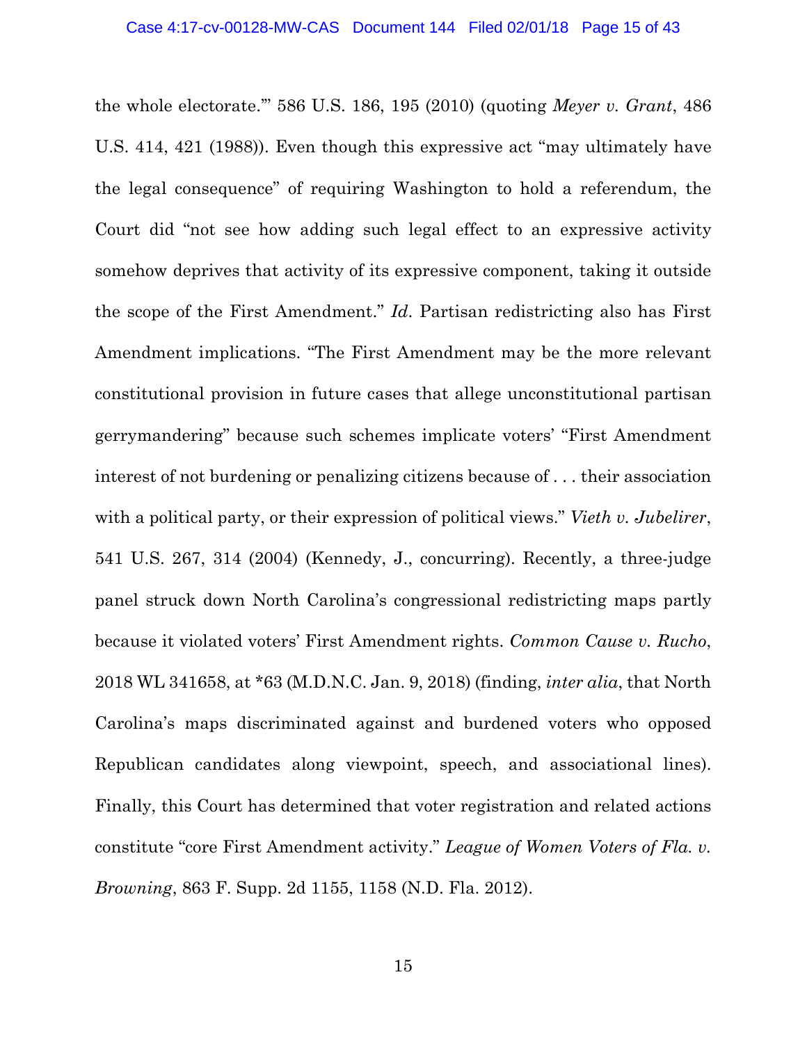the whole electorate.'" 586 U.S. 186, 195 (2010) (quoting *Meyer v. Grant*, 486 U.S. 414, 421 (1988)). Even though this expressive act "may ultimately have the legal consequence" of requiring Washington to hold a referendum, the Court did "not see how adding such legal effect to an expressive activity somehow deprives that activity of its expressive component, taking it outside the scope of the First Amendment." *Id.* Partisan redistricting also has First Amendment implications. "The First Amendment may be the more relevant constitutional provision in future cases that allege unconstitutional partisan gerrymandering" because such schemes implicate voters' "First Amendment interest of not burdening or penalizing citizens because of . . . their association with a political party, or their expression of political views." *Vieth v. Jubelirer*, 541 U.S. 267, 314 (2004) (Kennedy, J., concurring). Recently, a three-judge panel struck down North Carolina's congressional redistricting maps partly because it violated voters' First Amendment rights. *Common Cause v. Rucho*, 2018 WL 341658, at *63 (M.D.N.C. Jan. 9, 2018) (finding, *inter alia*, that North Carolina's maps discriminated against and burdened voters who opposed Republican candidates along viewpoint, speech, and associational lines). Finally, this Court has determined that voter registration and related actions constitute "core First Amendment activity." *League of Women Voters of Fla. v. Browning*, 863 F. Supp. 2d 1155, 1158 (N.D. Fla. 2012).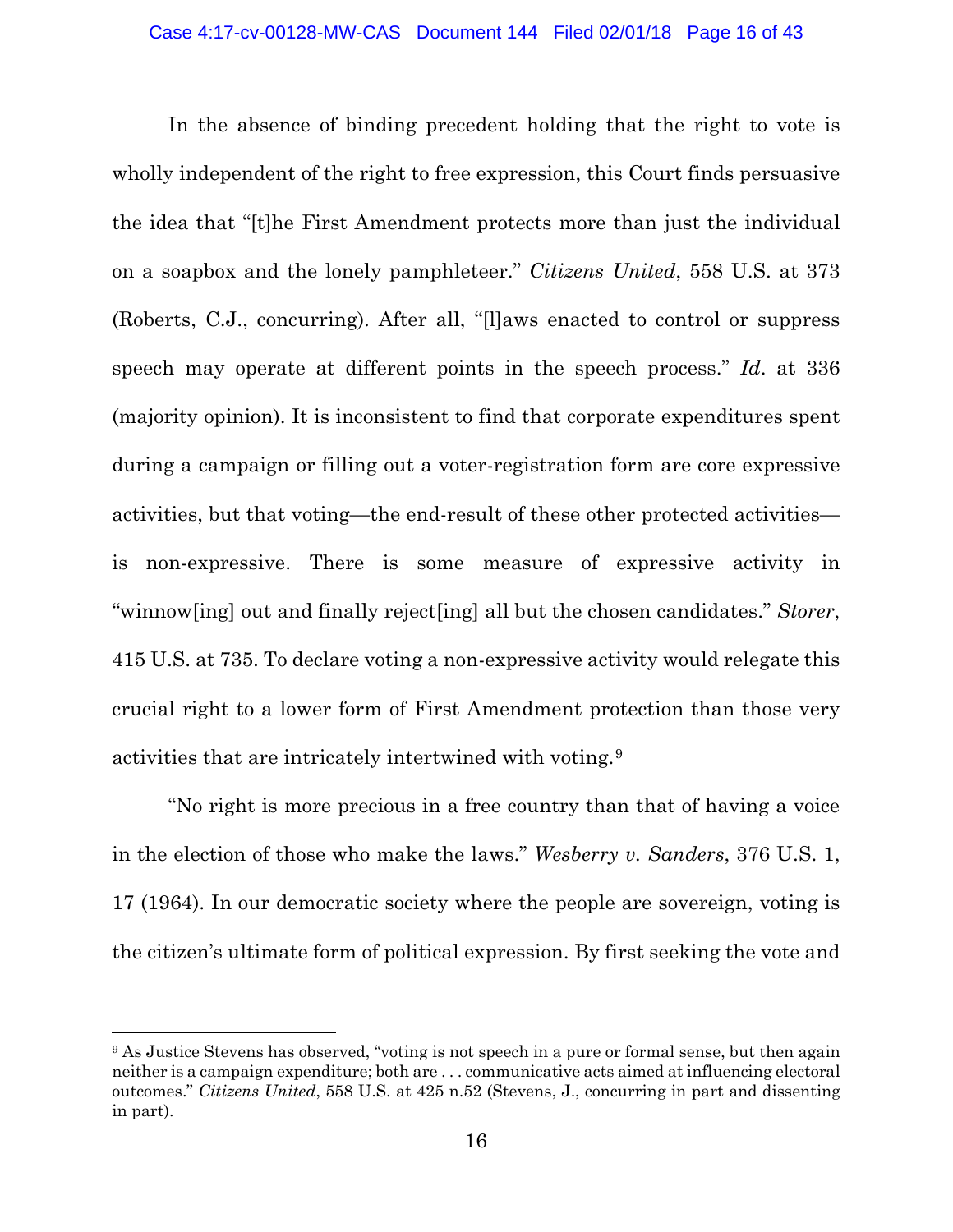In the absence of binding precedent holding that the right to vote is wholly independent of the right to free expression, this Court finds persuasive the idea that "[t]he First Amendment protects more than just the individual on a soapbox and the lonely pamphleteer." *Citizens United*, 558 U.S. at 373 (Roberts, C.J., concurring). After all, "[l]aws enacted to control or suppress speech may operate at different points in the speech process." *Id*. at 336 (majority opinion). It is inconsistent to find that corporate expenditures spent during a campaign or filling out a voter-registration form are core expressive activities, but that voting—the end-result of these other protected activities—is non-expressive. There is some measure of expressive activity in "winnow[ing] out and finally reject[ing] all but the chosen candidates." *Storer*, 415 U.S. at 735. To declare voting a non-expressive activity would relegate this crucial right to a lower form of First Amendment protection than those very activities that are intricately intertwined with voting.[9]

"No right is more precious in a free country than that of having a voice in the election of those who make the laws." *Wesberry v. Sanders*, 376 U.S. 1, 17 (1964). In our democratic society where the people are sovereign, voting is the citizen's ultimate form of political expression. By first seeking the vote and

---

[9] As Justice Stevens has observed, "voting is not speech in a pure or formal sense, but then again neither is a campaign expenditure; both are . . . communicative acts aimed at influencing electoral outcomes." *Citizens United*, 558 U.S. at 425 n.52 (Stevens, J., concurring in part and dissenting in part).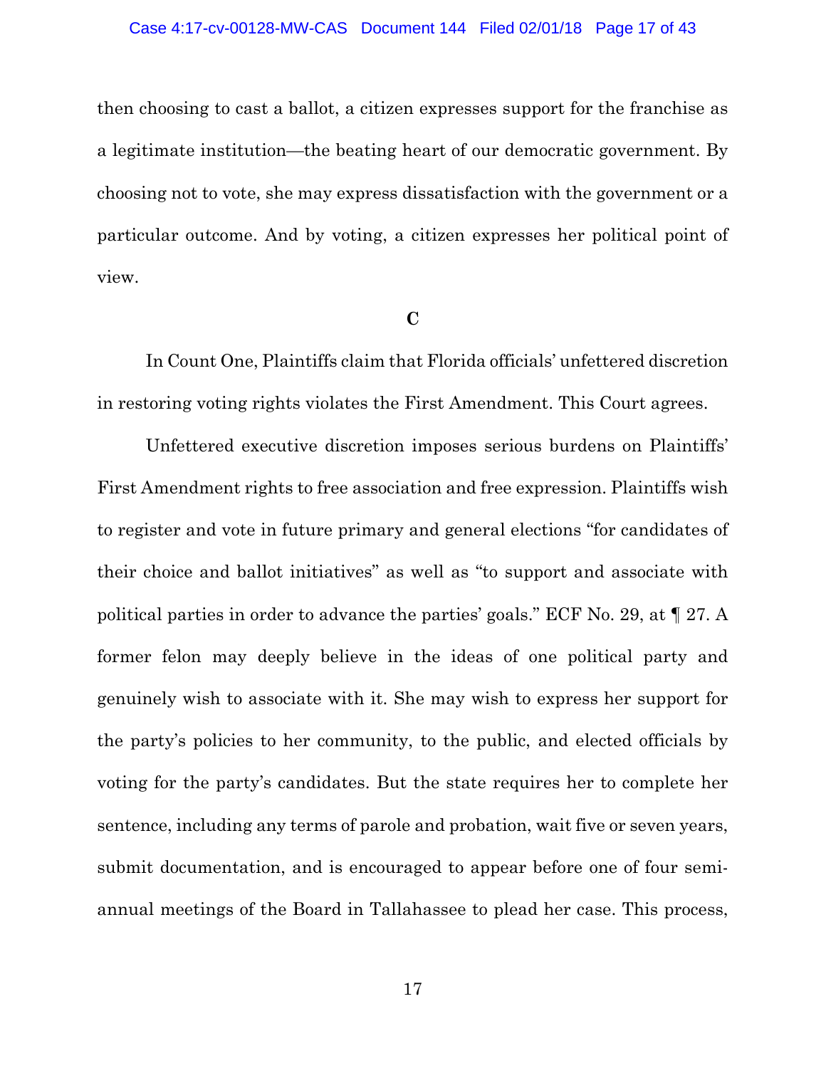then choosing to cast a ballot, a citizen expresses support for the franchise as a legitimate institution—the beating heart of our democratic government. By choosing not to vote, she may express dissatisfaction with the government or a particular outcome. And by voting, a citizen expresses her political point of view.

### C

In Count One, Plaintiffs claim that Florida officials' unfettered discretion in restoring voting rights violates the First Amendment. This Court agrees.

Unfettered executive discretion imposes serious burdens on Plaintiffs' First Amendment rights to free association and free expression. Plaintiffs wish to register and vote in future primary and general elections "for candidates of their choice and ballot initiatives" as well as "to support and associate with political parties in order to advance the parties' goals." ECF No. 29, at ¶ 27. A former felon may deeply believe in the ideas of one political party and genuinely wish to associate with it. She may wish to express her support for the party's policies to her community, to the public, and elected officials by voting for the party's candidates. But the state requires her to complete her sentence, including any terms of parole and probation, wait five or seven years, submit documentation, and is encouraged to appear before one of four semi-annual meetings of the Board in Tallahassee to plead her case. This process,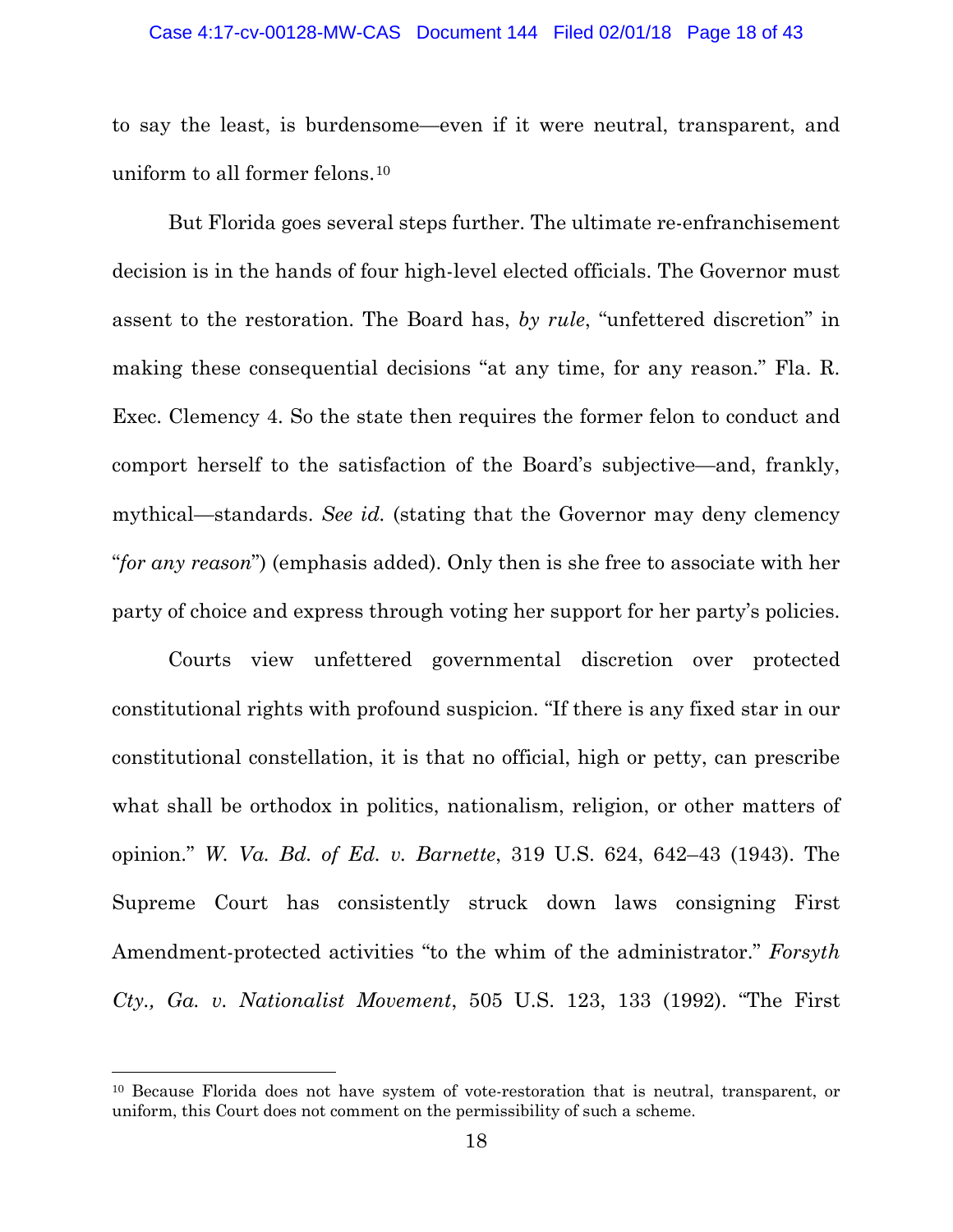to say the least, is burdensome—even if it were neutral, transparent, and uniform to all former felons.[10]

But Florida goes several steps further. The ultimate re-enfranchisement decision is in the hands of four high-level elected officials. The Governor must assent to the restoration. The Board has, *by rule*, "unfettered discretion" in making these consequential decisions "at any time, for any reason." Fla. R. Exec. Clemency 4. So the state then requires the former felon to conduct and comport herself to the satisfaction of the Board's subjective—and, frankly, mythical—standards. *See id.* (stating that the Governor may deny clemency "*for any reason*") (emphasis added). Only then is she free to associate with her party of choice and express through voting her support for her party's policies.

Courts view unfettered governmental discretion over protected constitutional rights with profound suspicion. "If there is any fixed star in our constitutional constellation, it is that no official, high or petty, can prescribe what shall be orthodox in politics, nationalism, religion, or other matters of opinion." *W. Va. Bd. of Ed. v. Barnette*, 319 U.S. 624, 642–43 (1943). The Supreme Court has consistently struck down laws consigning First Amendment-protected activities "to the whim of the administrator." *Forsyth Cty., Ga. v. Nationalist Movement*, 505 U.S. 123, 133 (1992). "The First

[10] Because Florida does not have system of vote-restoration that is neutral, transparent, or uniform, this Court does not comment on the permissibility of such a scheme.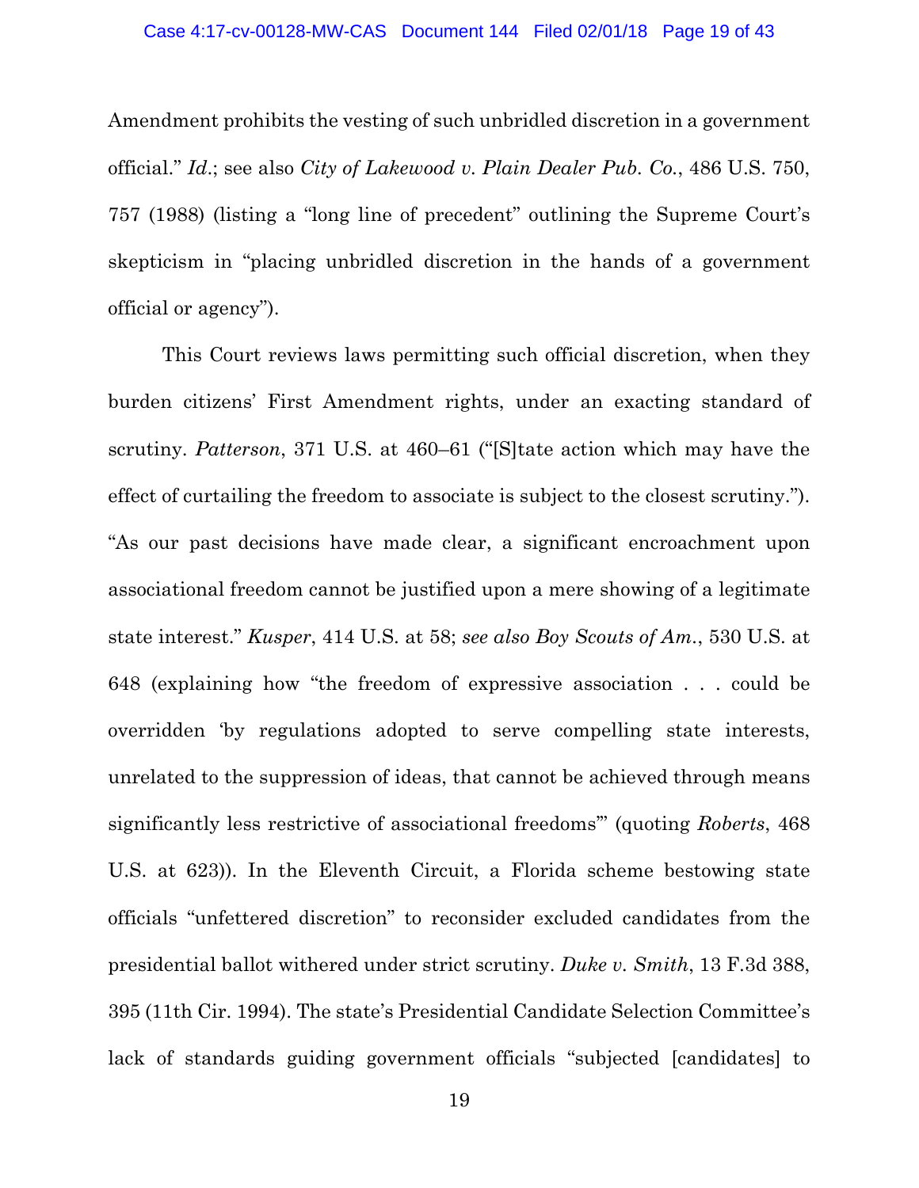Amendment prohibits the vesting of such unbridled discretion in a government official." *Id.*; see also *City of Lakewood v. Plain Dealer Pub. Co.*, 486 U.S. 750, 757 (1988) (listing a "long line of precedent" outlining the Supreme Court's skepticism in "placing unbridled discretion in the hands of a government official or agency").

This Court reviews laws permitting such official discretion, when they burden citizens' First Amendment rights, under an exacting standard of scrutiny. *Patterson*, 371 U.S. at 460–61 ("[S]tate action which may have the effect of curtailing the freedom to associate is subject to the closest scrutiny."). "As our past decisions have made clear, a significant encroachment upon associational freedom cannot be justified upon a mere showing of a legitimate state interest." *Kusper*, 414 U.S. at 58; *see also Boy Scouts of Am.*, 530 U.S. at 648 (explaining how "the freedom of expressive association . . . could be overridden 'by regulations adopted to serve compelling state interests, unrelated to the suppression of ideas, that cannot be achieved through means significantly less restrictive of associational freedoms'" (quoting *Roberts*, 468 U.S. at 623)). In the Eleventh Circuit, a Florida scheme bestowing state officials "unfettered discretion" to reconsider excluded candidates from the presidential ballot withered under strict scrutiny. *Duke v. Smith*, 13 F.3d 388, 395 (11th Cir. 1994). The state's Presidential Candidate Selection Committee's lack of standards guiding government officials "subjected [candidates] to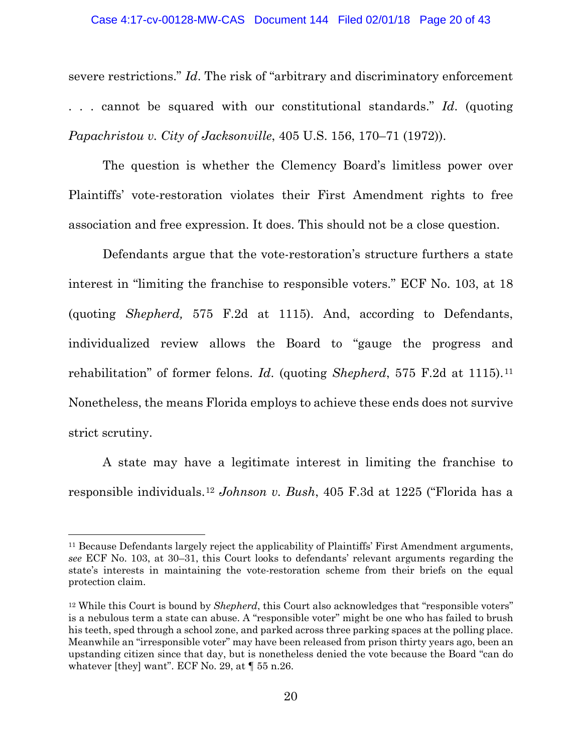severe restrictions." *Id*. The risk of "arbitrary and discriminatory enforcement . . . cannot be squared with our constitutional standards." *Id*. (quoting *Papachristou v. City of Jacksonville*, 405 U.S. 156, 170–71 (1972)).

The question is whether the Clemency Board's limitless power over Plaintiffs' vote-restoration violates their First Amendment rights to free association and free expression. It does. This should not be a close question.

Defendants argue that the vote-restoration's structure furthers a state interest in "limiting the franchise to responsible voters." ECF No. 103, at 18 (quoting *Shepherd,* 575 F.2d at 1115). And, according to Defendants, individualized review allows the Board to "gauge the progress and rehabilitation" of former felons. *Id*. (quoting *Shepherd*, 575 F.2d at 1115).[11] Nonetheless, the means Florida employs to achieve these ends does not survive strict scrutiny.

A state may have a legitimate interest in limiting the franchise to responsible individuals.[12] *Johnson v. Bush*, 405 F.3d at 1225 ("Florida has a

---

[11] Because Defendants largely reject the applicability of Plaintiffs' First Amendment arguments, *see* ECF No. 103, at 30–31, this Court looks to defendants' relevant arguments regarding the state's interests in maintaining the vote-restoration scheme from their briefs on the equal protection claim.

[12] While this Court is bound by *Shepherd*, this Court also acknowledges that "responsible voters" is a nebulous term a state can abuse. A "responsible voter" might be one who has failed to brush his teeth, sped through a school zone, and parked across three parking spaces at the polling place. Meanwhile an "irresponsible voter" may have been released from prison thirty years ago, been an upstanding citizen since that day, but is nonetheless denied the vote because the Board "can do whatever [they] want". ECF No. 29, at ¶ 55 n.26.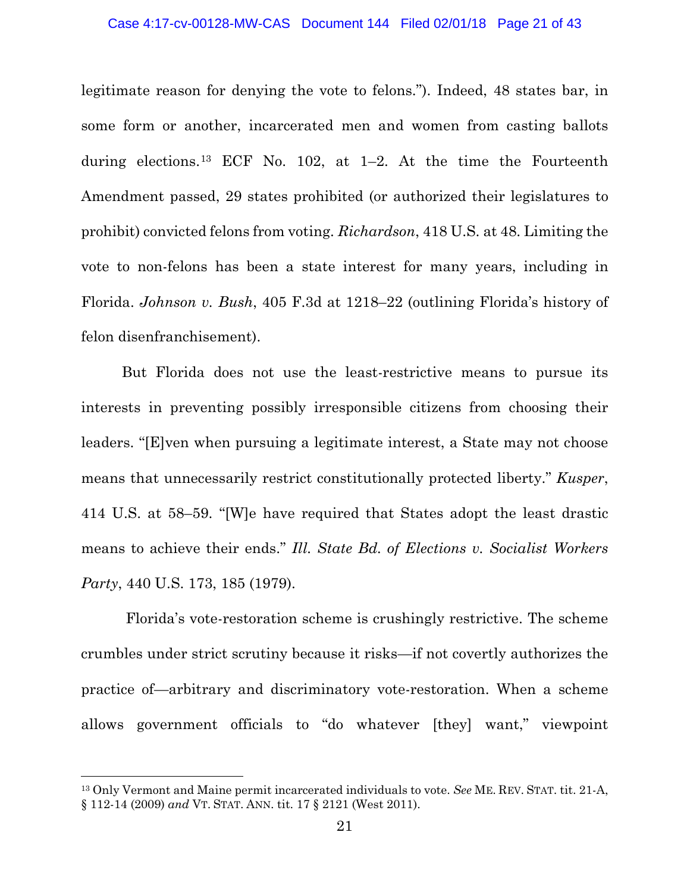legitimate reason for denying the vote to felons."). Indeed, 48 states bar, in some form or another, incarcerated men and women from casting ballots during elections.[13] ECF No. 102, at 1–2. At the time the Fourteenth Amendment passed, 29 states prohibited (or authorized their legislatures to prohibit) convicted felons from voting. *Richardson*, 418 U.S. at 48. Limiting the vote to non-felons has been a state interest for many years, including in Florida. *Johnson v. Bush*, 405 F.3d at 1218–22 (outlining Florida's history of felon disenfranchisement).

But Florida does not use the least-restrictive means to pursue its interests in preventing possibly irresponsible citizens from choosing their leaders. "[E]ven when pursuing a legitimate interest, a State may not choose means that unnecessarily restrict constitutionally protected liberty." *Kusper*, 414 U.S. at 58–59. "[W]e have required that States adopt the least drastic means to achieve their ends." *Ill. State Bd. of Elections v. Socialist Workers Party*, 440 U.S. 173, 185 (1979).

Florida's vote-restoration scheme is crushingly restrictive. The scheme crumbles under strict scrutiny because it risks—if not covertly authorizes the practice of—arbitrary and discriminatory vote-restoration. When a scheme allows government officials to "do whatever [they] want," viewpoint

---

[13] Only Vermont and Maine permit incarcerated individuals to vote. *See* ME. REV. STAT. tit. 21-A, § 112-14 (2009) *and* VT. STAT. ANN. tit. 17 § 2121 (West 2011).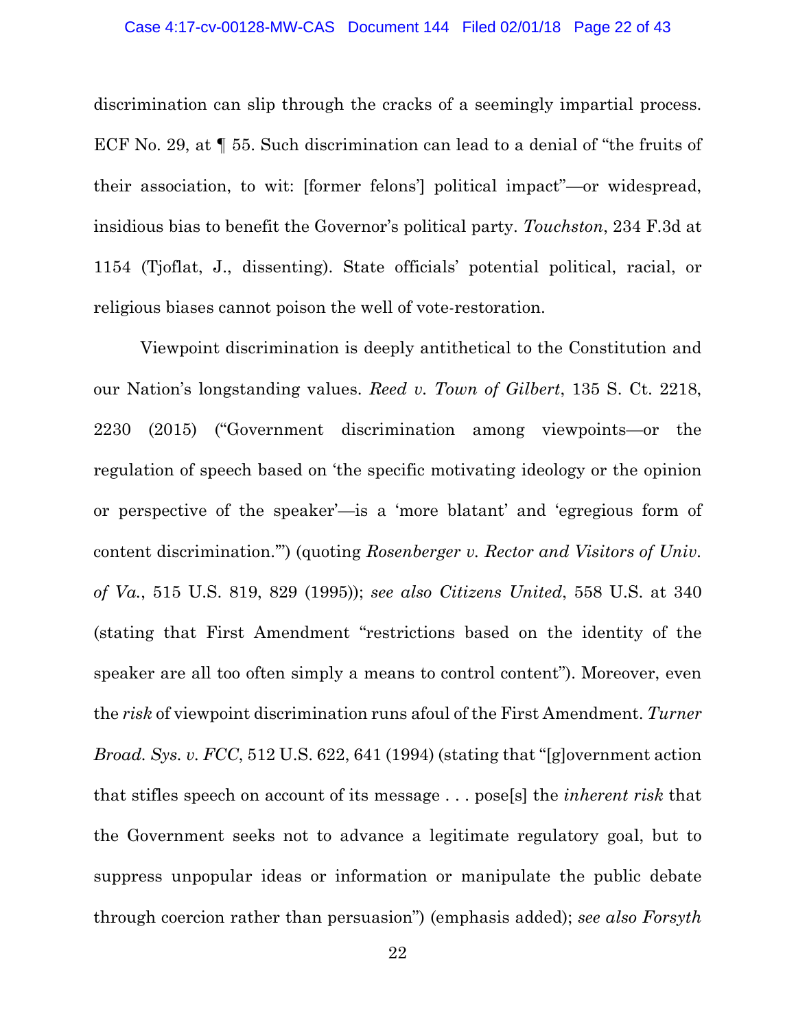discrimination can slip through the cracks of a seemingly impartial process. ECF No. 29, at ¶ 55. Such discrimination can lead to a denial of "the fruits of their association, to wit: [former felons'] political impact"—or widespread, insidious bias to benefit the Governor's political party. *Touchston*, 234 F.3d at 1154 (Tjoflat, J., dissenting). State officials' potential political, racial, or religious biases cannot poison the well of vote-restoration.

Viewpoint discrimination is deeply antithetical to the Constitution and our Nation's longstanding values. *Reed v. Town of Gilbert*, 135 S. Ct. 2218, 2230 (2015) ("Government discrimination among viewpoints—or the regulation of speech based on 'the specific motivating ideology or the opinion or perspective of the speaker'—is a 'more blatant' and 'egregious form of content discrimination.'") (quoting *Rosenberger v. Rector and Visitors of Univ. of Va.*, 515 U.S. 819, 829 (1995)); *see also Citizens United*, 558 U.S. at 340 (stating that First Amendment "restrictions based on the identity of the speaker are all too often simply a means to control content"). Moreover, even the *risk* of viewpoint discrimination runs afoul of the First Amendment. *Turner Broad. Sys. v. FCC*, 512 U.S. 622, 641 (1994) (stating that "[g]overnment action that stifles speech on account of its message . . . pose[s] the *inherent risk* that the Government seeks not to advance a legitimate regulatory goal, but to suppress unpopular ideas or information or manipulate the public debate through coercion rather than persuasion") (emphasis added); *see also Forsyth*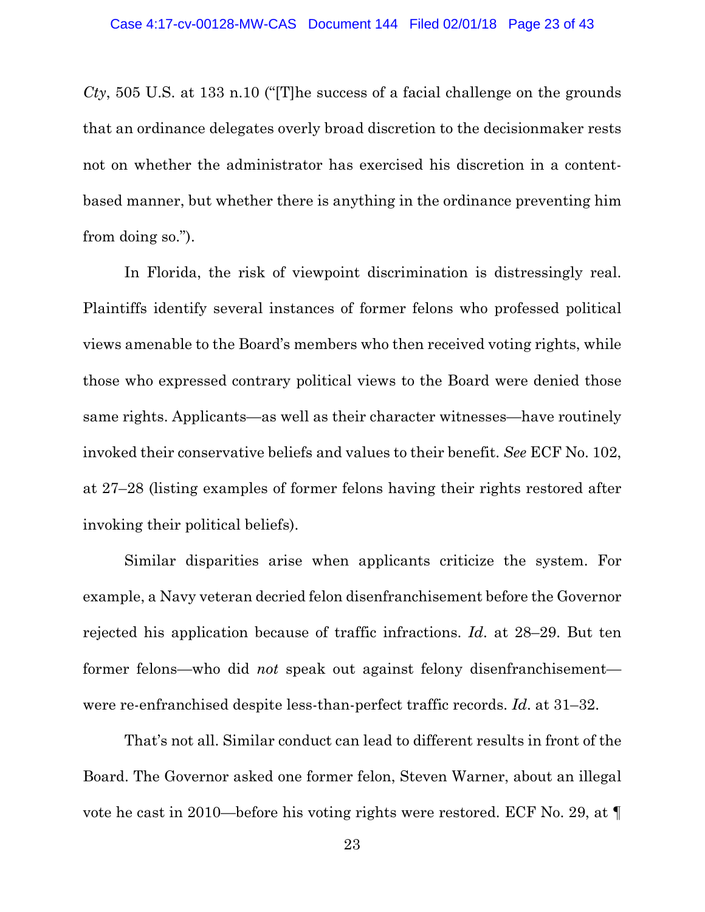*Cty*, 505 U.S. at 133 n.10 ("[T]he success of a facial challenge on the grounds that an ordinance delegates overly broad discretion to the decisionmaker rests not on whether the administrator has exercised his discretion in a content-based manner, but whether there is anything in the ordinance preventing him from doing so.").

In Florida, the risk of viewpoint discrimination is distressingly real. Plaintiffs identify several instances of former felons who professed political views amenable to the Board's members who then received voting rights, while those who expressed contrary political views to the Board were denied those same rights. Applicants—as well as their character witnesses—have routinely invoked their conservative beliefs and values to their benefit. *See* ECF No. 102, at 27–28 (listing examples of former felons having their rights restored after invoking their political beliefs).

Similar disparities arise when applicants criticize the system. For example, a Navy veteran decried felon disenfranchisement before the Governor rejected his application because of traffic infractions. *Id*. at 28–29. But ten former felons—who did *not* speak out against felony disenfranchisement—were re-enfranchised despite less-than-perfect traffic records. *Id*. at 31–32.

That's not all. Similar conduct can lead to different results in front of the Board. The Governor asked one former felon, Steven Warner, about an illegal vote he cast in 2010—before his voting rights were restored. ECF No. 29, at ¶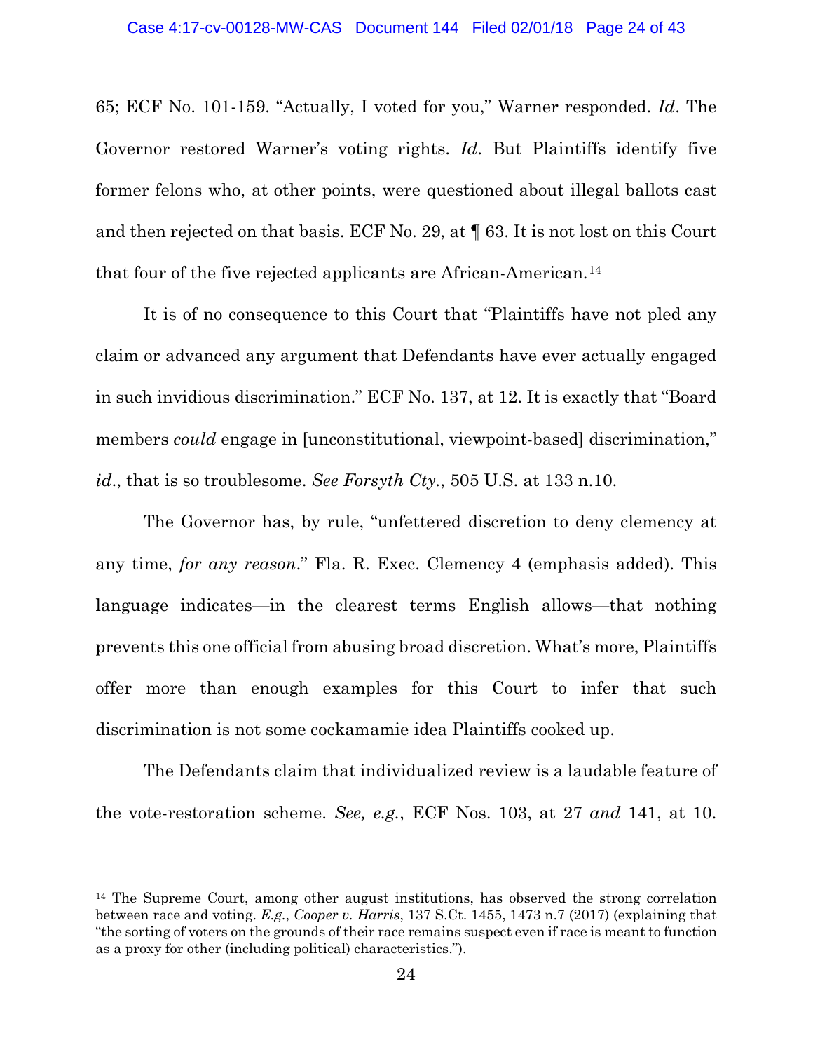65; ECF No. 101-159. "Actually, I voted for you," Warner responded. *Id*. The Governor restored Warner's voting rights. *Id*. But Plaintiffs identify five former felons who, at other points, were questioned about illegal ballots cast and then rejected on that basis. ECF No. 29, at ¶ 63. It is not lost on this Court that four of the five rejected applicants are African-American.[14]

It is of no consequence to this Court that "Plaintiffs have not pled any claim or advanced any argument that Defendants have ever actually engaged in such invidious discrimination." ECF No. 137, at 12. It is exactly that "Board members *could* engage in [unconstitutional, viewpoint-based] discrimination," *id*., that is so troublesome. *See Forsyth Cty.*, 505 U.S. at 133 n.10.

The Governor has, by rule, "unfettered discretion to deny clemency at any time, *for any reason*." Fla. R. Exec. Clemency 4 (emphasis added). This language indicates—in the clearest terms English allows—that nothing prevents this one official from abusing broad discretion. What's more, Plaintiffs offer more than enough examples for this Court to infer that such discrimination is not some cockamamie idea Plaintiffs cooked up.

The Defendants claim that individualized review is a laudable feature of the vote-restoration scheme. *See, e.g.*, ECF Nos. 103, at 27 *and* 141, at 10.

---

[14] The Supreme Court, among other august institutions, has observed the strong correlation between race and voting. *E.g.*, *Cooper v. Harris*, 137 S.Ct. 1455, 1473 n.7 (2017) (explaining that "the sorting of voters on the grounds of their race remains suspect even if race is meant to function as a proxy for other (including political) characteristics.").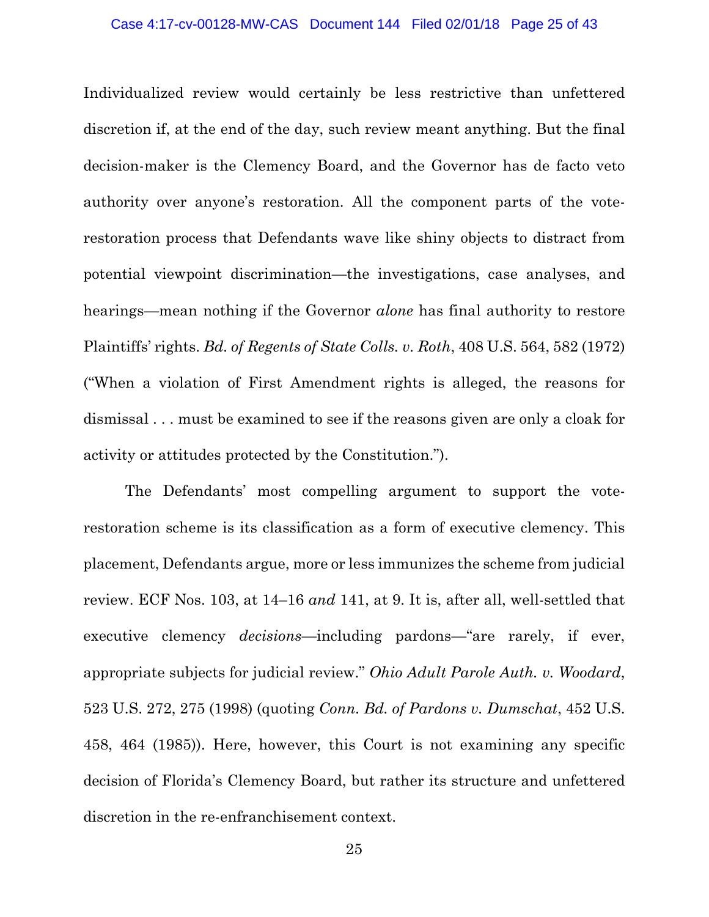Individualized review would certainly be less restrictive than unfettered discretion if, at the end of the day, such review meant anything. But the final decision-maker is the Clemency Board, and the Governor has de facto veto authority over anyone's restoration. All the component parts of the vote-restoration process that Defendants wave like shiny objects to distract from potential viewpoint discrimination—the investigations, case analyses, and hearings—mean nothing if the Governor *alone* has final authority to restore Plaintiffs' rights. *Bd. of Regents of State Colls. v. Roth*, 408 U.S. 564, 582 (1972) ("When a violation of First Amendment rights is alleged, the reasons for dismissal . . . must be examined to see if the reasons given are only a cloak for activity or attitudes protected by the Constitution.").

The Defendants' most compelling argument to support the vote-restoration scheme is its classification as a form of executive clemency. This placement, Defendants argue, more or less immunizes the scheme from judicial review. ECF Nos. 103, at 14–16 *and* 141, at 9. It is, after all, well-settled that executive clemency *decisions*—including pardons—"are rarely, if ever, appropriate subjects for judicial review." *Ohio Adult Parole Auth. v. Woodard*, 523 U.S. 272, 275 (1998) (quoting *Conn. Bd. of Pardons v. Dumschat*, 452 U.S. 458, 464 (1985)). Here, however, this Court is not examining any specific decision of Florida's Clemency Board, but rather its structure and unfettered discretion in the re-enfranchisement context.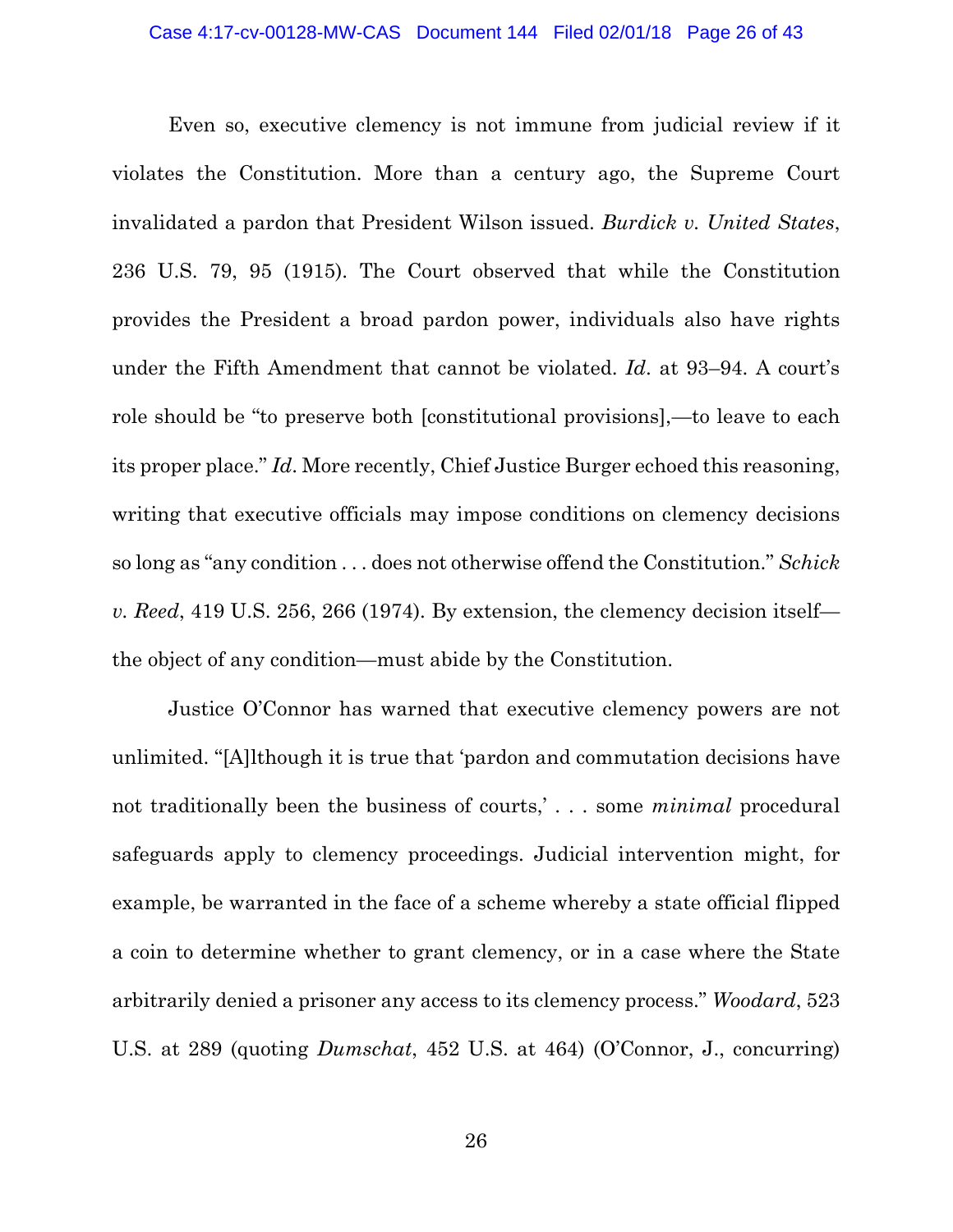Even so, executive clemency is not immune from judicial review if it violates the Constitution. More than a century ago, the Supreme Court invalidated a pardon that President Wilson issued. *Burdick v. United States*, 236 U.S. 79, 95 (1915). The Court observed that while the Constitution provides the President a broad pardon power, individuals also have rights under the Fifth Amendment that cannot be violated. *Id*. at 93–94. A court's role should be "to preserve both [constitutional provisions],—to leave to each its proper place." *Id*. More recently, Chief Justice Burger echoed this reasoning, writing that executive officials may impose conditions on clemency decisions so long as "any condition . . . does not otherwise offend the Constitution." *Schick v. Reed*, 419 U.S. 256, 266 (1974). By extension, the clemency decision itself—the object of any condition—must abide by the Constitution.

Justice O'Connor has warned that executive clemency powers are not unlimited. "[A]lthough it is true that 'pardon and commutation decisions have not traditionally been the business of courts,' . . . some *minimal* procedural safeguards apply to clemency proceedings. Judicial intervention might, for example, be warranted in the face of a scheme whereby a state official flipped a coin to determine whether to grant clemency, or in a case where the State arbitrarily denied a prisoner any access to its clemency process." *Woodard*, 523 U.S. at 289 (quoting *Dumschat*, 452 U.S. at 464) (O'Connor, J., concurring)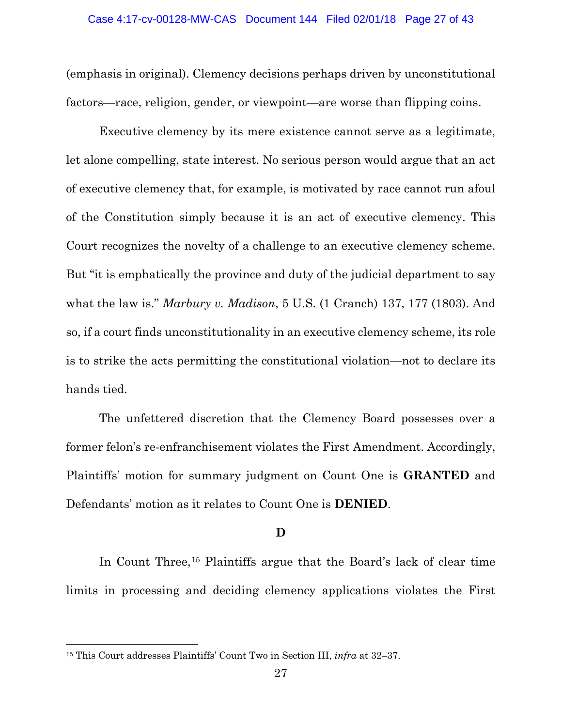(emphasis in original). Clemency decisions perhaps driven by unconstitutional factors—race, religion, gender, or viewpoint—are worse than flipping coins.

Executive clemency by its mere existence cannot serve as a legitimate, let alone compelling, state interest. No serious person would argue that an act of executive clemency that, for example, is motivated by race cannot run afoul of the Constitution simply because it is an act of executive clemency. This Court recognizes the novelty of a challenge to an executive clemency scheme. But "it is emphatically the province and duty of the judicial department to say what the law is." *Marbury v. Madison*, 5 U.S. (1 Cranch) 137, 177 (1803). And so, if a court finds unconstitutionality in an executive clemency scheme, its role is to strike the acts permitting the constitutional violation—not to declare its hands tied.

The unfettered discretion that the Clemency Board possesses over a former felon's re-enfranchisement violates the First Amendment. Accordingly, Plaintiffs' motion for summary judgment on Count One is **GRANTED** and Defendants' motion as it relates to Count One is **DENIED**.

### D

In Count Three,[15] Plaintiffs argue that the Board's lack of clear time limits in processing and deciding clemency applications violates the First

---

[15] This Court addresses Plaintiffs' Count Two in Section III, *infra* at 32–37.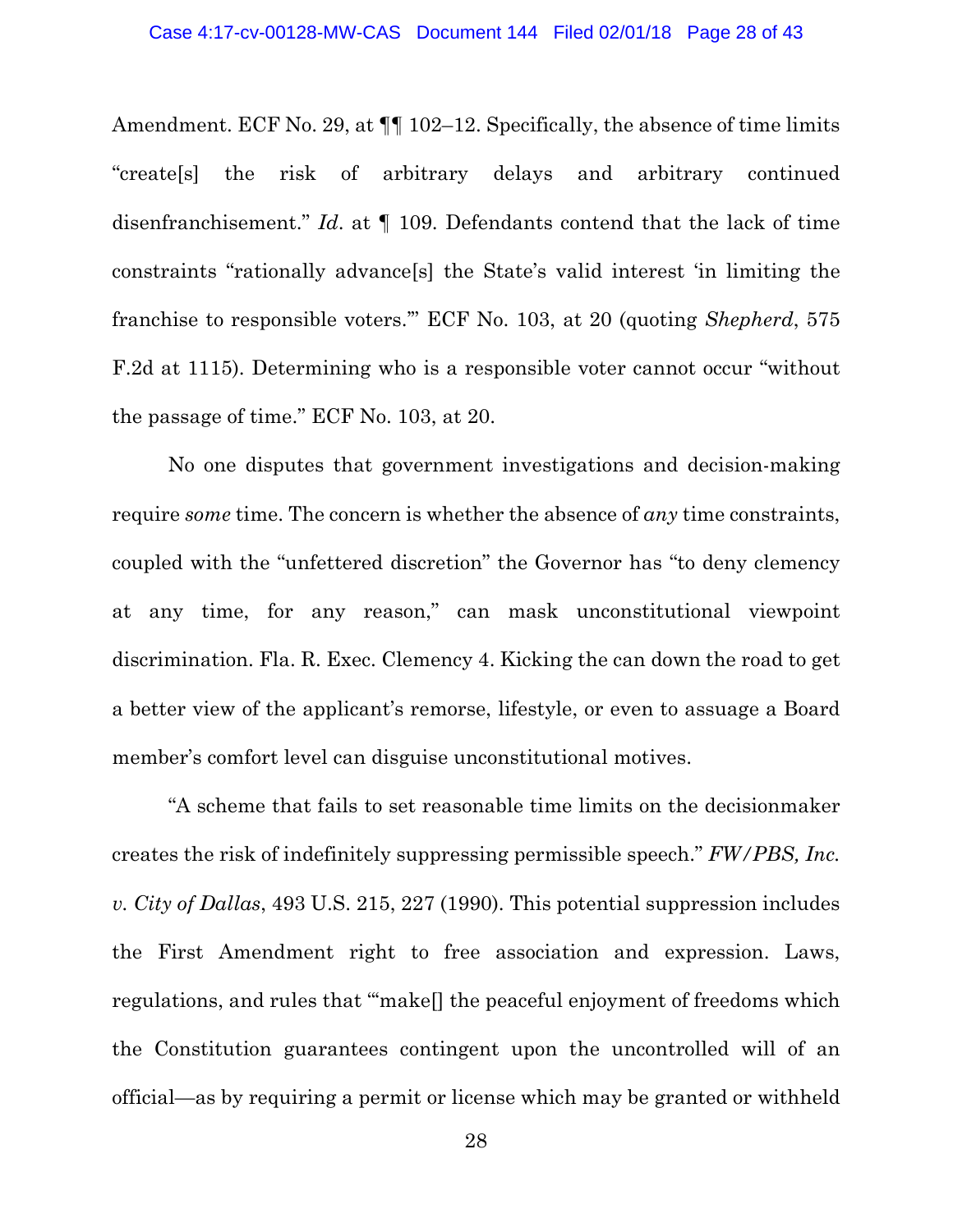Amendment. ECF No. 29, at ¶¶ 102–12. Specifically, the absence of time limits "create[s] the risk of arbitrary delays and arbitrary continued disenfranchisement." *Id*. at ¶ 109. Defendants contend that the lack of time constraints "rationally advance[s] the State's valid interest 'in limiting the franchise to responsible voters.'" ECF No. 103, at 20 (quoting *Shepherd*, 575 F.2d at 1115). Determining who is a responsible voter cannot occur "without the passage of time." ECF No. 103, at 20.

No one disputes that government investigations and decision-making require *some* time. The concern is whether the absence of *any* time constraints, coupled with the "unfettered discretion" the Governor has "to deny clemency at any time, for any reason," can mask unconstitutional viewpoint discrimination. Fla. R. Exec. Clemency 4. Kicking the can down the road to get a better view of the applicant's remorse, lifestyle, or even to assuage a Board member's comfort level can disguise unconstitutional motives.

"A scheme that fails to set reasonable time limits on the decisionmaker creates the risk of indefinitely suppressing permissible speech." *FW/PBS, Inc. v. City of Dallas*, 493 U.S. 215, 227 (1990). This potential suppression includes the First Amendment right to free association and expression. Laws, regulations, and rules that "'make[] the peaceful enjoyment of freedoms which the Constitution guarantees contingent upon the uncontrolled will of an official—as by requiring a permit or license which may be granted or withheld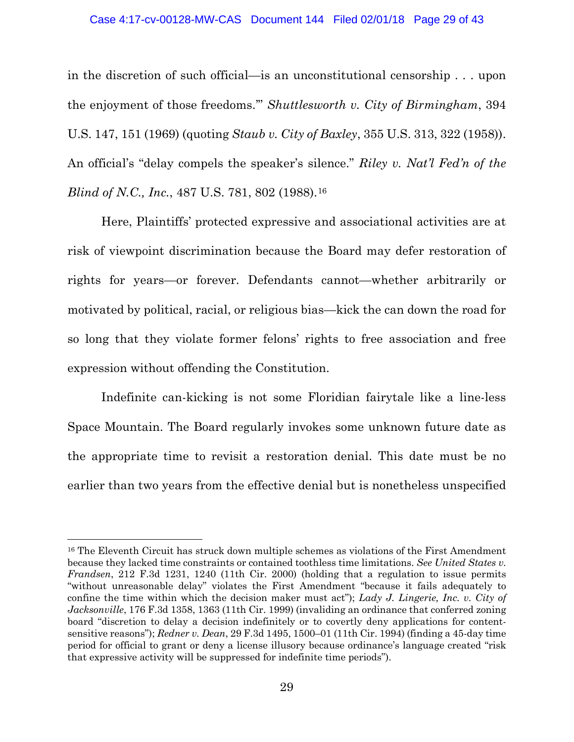in the discretion of such official—is an unconstitutional censorship . . . upon the enjoyment of those freedoms.'" *Shuttlesworth v. City of Birmingham*, 394 U.S. 147, 151 (1969) (quoting *Staub v. City of Baxley*, 355 U.S. 313, 322 (1958)). An official's "delay compels the speaker's silence." *Riley v. Nat'l Fed'n of the Blind of N.C., Inc.*, 487 U.S. 781, 802 (1988).[16]

Here, Plaintiffs' protected expressive and associational activities are at risk of viewpoint discrimination because the Board may defer restoration of rights for years—or forever. Defendants cannot—whether arbitrarily or motivated by political, racial, or religious bias—kick the can down the road for so long that they violate former felons' rights to free association and free expression without offending the Constitution.

Indefinite can-kicking is not some Floridian fairytale like a line-less Space Mountain. The Board regularly invokes some unknown future date as the appropriate time to revisit a restoration denial. This date must be no earlier than two years from the effective denial but is nonetheless unspecified

---

[16] The Eleventh Circuit has struck down multiple schemes as violations of the First Amendment because they lacked time constraints or contained toothless time limitations. *See United States v. Frandsen*, 212 F.3d 1231, 1240 (11th Cir. 2000) (holding that a regulation to issue permits "without unreasonable delay" violates the First Amendment "because it fails adequately to confine the time within which the decision maker must act"); *Lady J. Lingerie, Inc. v. City of Jacksonville*, 176 F.3d 1358, 1363 (11th Cir. 1999) (invaliding an ordinance that conferred zoning board "discretion to delay a decision indefinitely or to covertly deny applications for content-sensitive reasons"); *Redner v. Dean*, 29 F.3d 1495, 1500–01 (11th Cir. 1994) (finding a 45-day time period for official to grant or deny a license illusory because ordinance's language created "risk that expressive activity will be suppressed for indefinite time periods").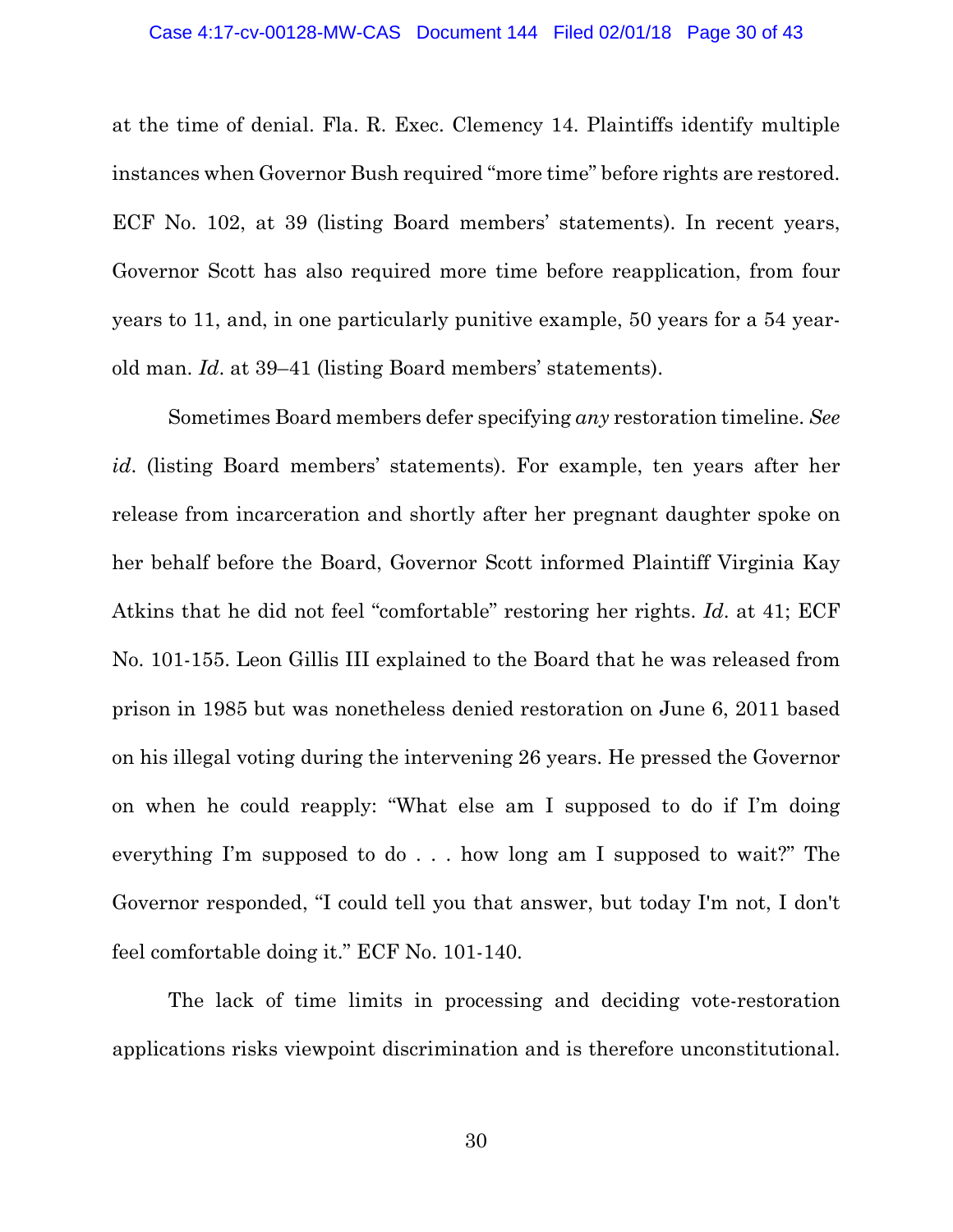at the time of denial. Fla. R. Exec. Clemency 14. Plaintiffs identify multiple instances when Governor Bush required "more time" before rights are restored. ECF No. 102, at 39 (listing Board members' statements). In recent years, Governor Scott has also required more time before reapplication, from four years to 11, and, in one particularly punitive example, 50 years for a 54 year-old man. *Id*. at 39–41 (listing Board members' statements).

Sometimes Board members defer specifying *any* restoration timeline. *See id*. (listing Board members' statements). For example, ten years after her release from incarceration and shortly after her pregnant daughter spoke on her behalf before the Board, Governor Scott informed Plaintiff Virginia Kay Atkins that he did not feel "comfortable" restoring her rights. *Id*. at 41; ECF No. 101-155. Leon Gillis III explained to the Board that he was released from prison in 1985 but was nonetheless denied restoration on June 6, 2011 based on his illegal voting during the intervening 26 years. He pressed the Governor on when he could reapply: "What else am I supposed to do if I'm doing everything I'm supposed to do . . . how long am I supposed to wait?" The Governor responded, "I could tell you that answer, but today I'm not, I don't feel comfortable doing it." ECF No. 101-140.

The lack of time limits in processing and deciding vote-restoration applications risks viewpoint discrimination and is therefore unconstitutional.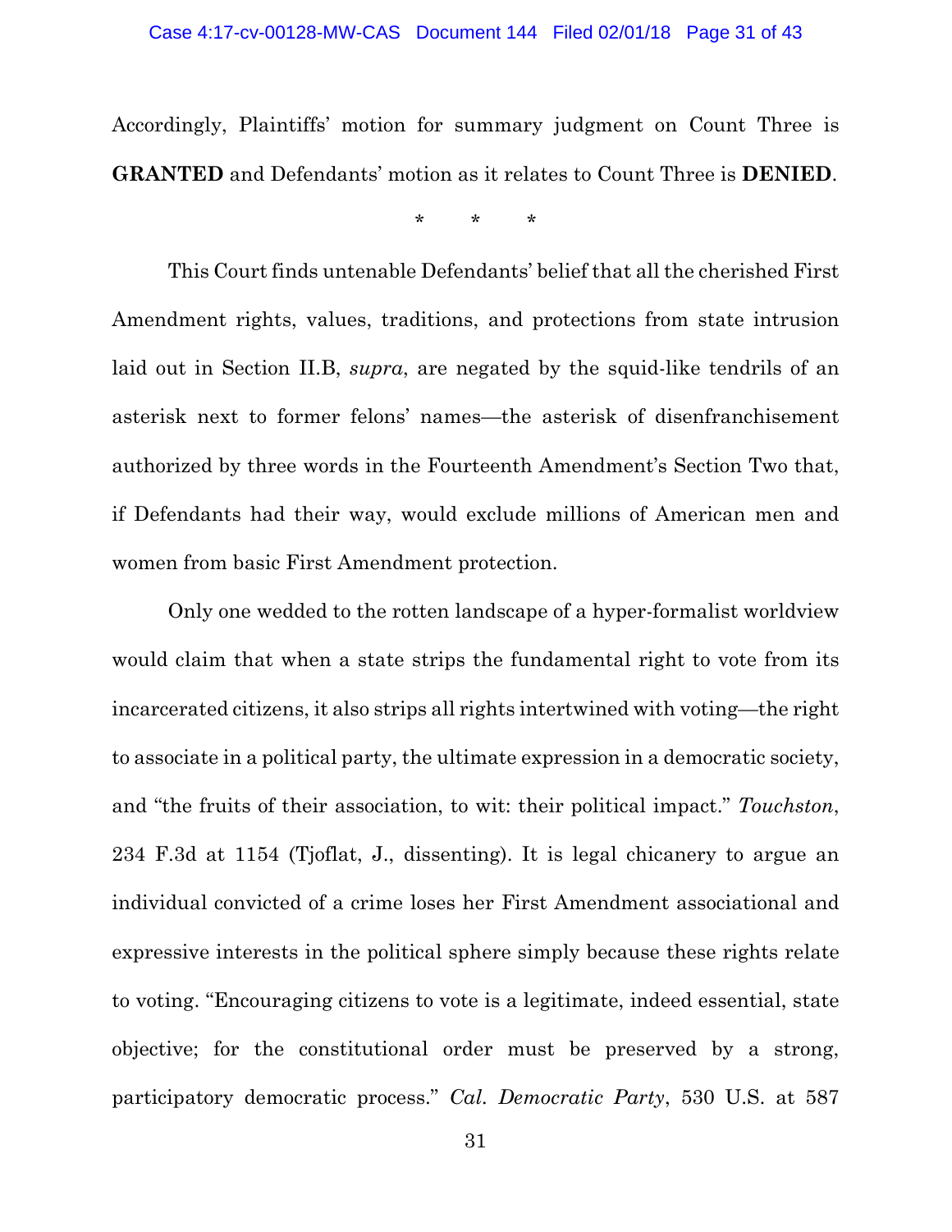Accordingly, Plaintiffs' motion for summary judgment on Count Three is **GRANTED** and Defendants' motion as it relates to Count Three is **DENIED**.

\* \* \*

This Court finds untenable Defendants' belief that all the cherished First Amendment rights, values, traditions, and protections from state intrusion laid out in Section II.B, *supra*, are negated by the squid-like tendrils of an asterisk next to former felons' names—the asterisk of disenfranchisement authorized by three words in the Fourteenth Amendment's Section Two that, if Defendants had their way, would exclude millions of American men and women from basic First Amendment protection.

Only one wedded to the rotten landscape of a hyper-formalist worldview would claim that when a state strips the fundamental right to vote from its incarcerated citizens, it also strips all rights intertwined with voting—the right to associate in a political party, the ultimate expression in a democratic society, and "the fruits of their association, to wit: their political impact." *Touchston*, 234 F.3d at 1154 (Tjoflat, J., dissenting). It is legal chicanery to argue an individual convicted of a crime loses her First Amendment associational and expressive interests in the political sphere simply because these rights relate to voting. "Encouraging citizens to vote is a legitimate, indeed essential, state objective; for the constitutional order must be preserved by a strong, participatory democratic process." *Cal. Democratic Party*, 530 U.S. at 587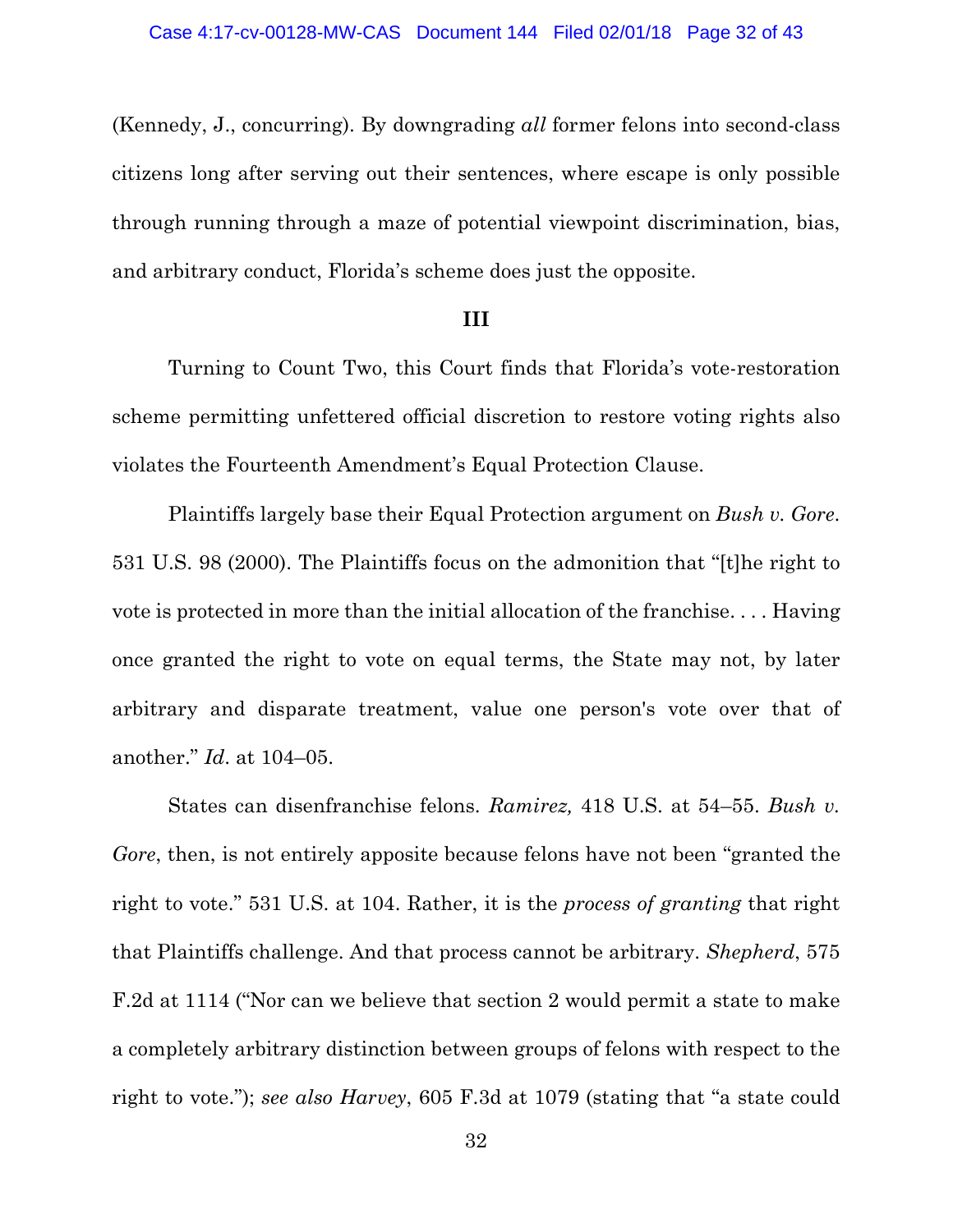(Kennedy, J., concurring). By downgrading *all* former felons into second-class citizens long after serving out their sentences, where escape is only possible through running through a maze of potential viewpoint discrimination, bias, and arbitrary conduct, Florida's scheme does just the opposite.

**III**

Turning to Count Two, this Court finds that Florida's vote-restoration scheme permitting unfettered official discretion to restore voting rights also violates the Fourteenth Amendment's Equal Protection Clause.

Plaintiffs largely base their Equal Protection argument on *Bush v. Gore*. 531 U.S. 98 (2000). The Plaintiffs focus on the admonition that "[t]he right to vote is protected in more than the initial allocation of the franchise. . . . Having once granted the right to vote on equal terms, the State may not, by later arbitrary and disparate treatment, value one person's vote over that of another." *Id*. at 104–05.

States can disenfranchise felons. *Ramirez,* 418 U.S. at 54–55. *Bush v. Gore*, then, is not entirely apposite because felons have not been "granted the right to vote." 531 U.S. at 104. Rather, it is the *process of granting* that right that Plaintiffs challenge. And that process cannot be arbitrary. *Shepherd*, 575 F.2d at 1114 ("Nor can we believe that section 2 would permit a state to make a completely arbitrary distinction between groups of felons with respect to the right to vote."); *see also Harvey*, 605 F.3d at 1079 (stating that "a state could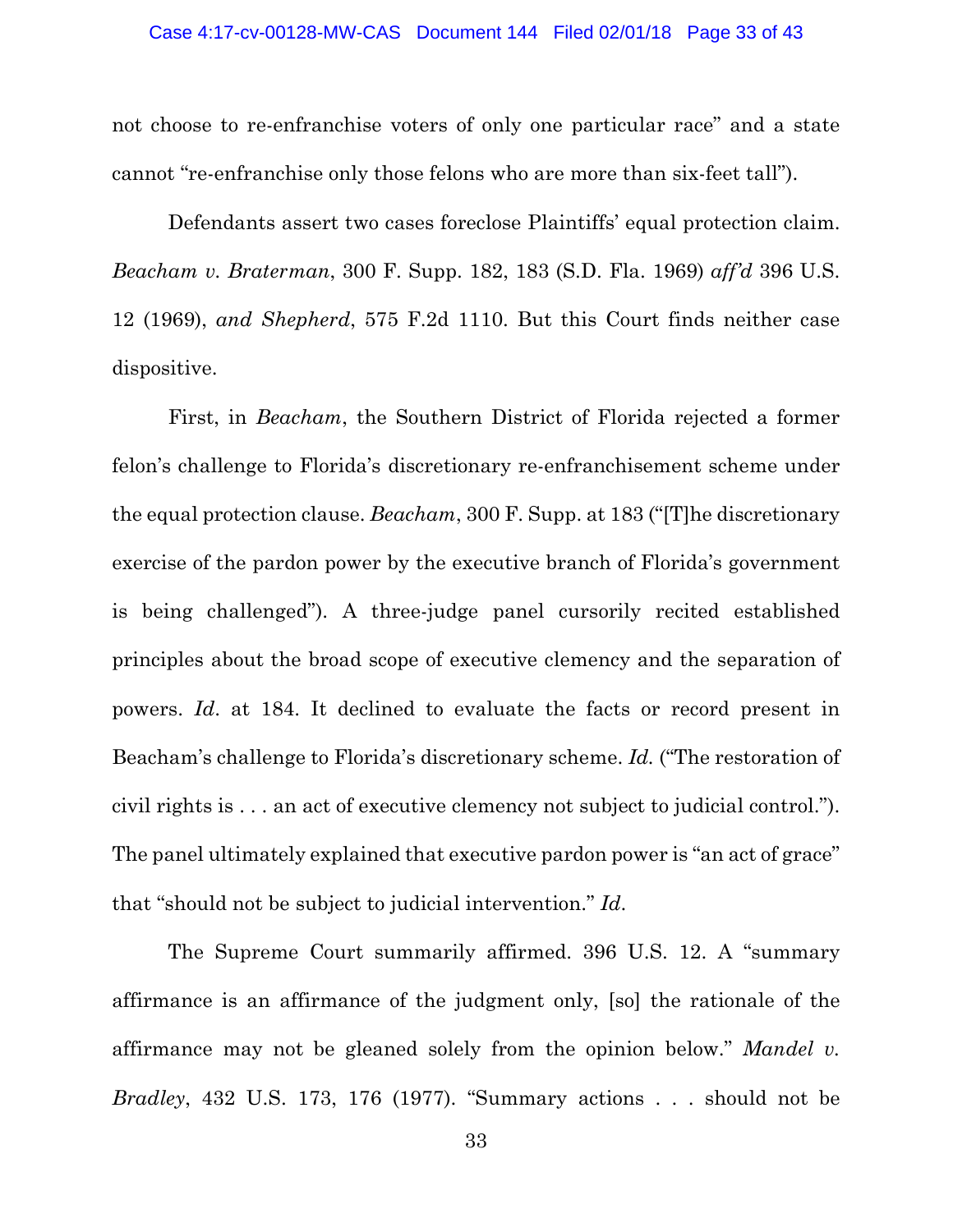not choose to re-enfranchise voters of only one particular race" and a state cannot "re-enfranchise only those felons who are more than six-feet tall").

Defendants assert two cases foreclose Plaintiffs' equal protection claim. *Beacham v. Braterman*, 300 F. Supp. 182, 183 (S.D. Fla. 1969) *aff'd* 396 U.S. 12 (1969), *and Shepherd*, 575 F.2d 1110. But this Court finds neither case dispositive.

First, in *Beacham*, the Southern District of Florida rejected a former felon's challenge to Florida's discretionary re-enfranchisement scheme under the equal protection clause. *Beacham*, 300 F. Supp. at 183 ("[T]he discretionary exercise of the pardon power by the executive branch of Florida's government is being challenged"). A three-judge panel cursorily recited established principles about the broad scope of executive clemency and the separation of powers. *Id*. at 184. It declined to evaluate the facts or record present in Beacham's challenge to Florida's discretionary scheme. *Id.* ("The restoration of civil rights is . . . an act of executive clemency not subject to judicial control."). The panel ultimately explained that executive pardon power is "an act of grace" that "should not be subject to judicial intervention." *Id*.

The Supreme Court summarily affirmed. 396 U.S. 12. A "summary affirmance is an affirmance of the judgment only, [so] the rationale of the affirmance may not be gleaned solely from the opinion below." *Mandel v. Bradley*, 432 U.S. 173, 176 (1977). "Summary actions . . . should not be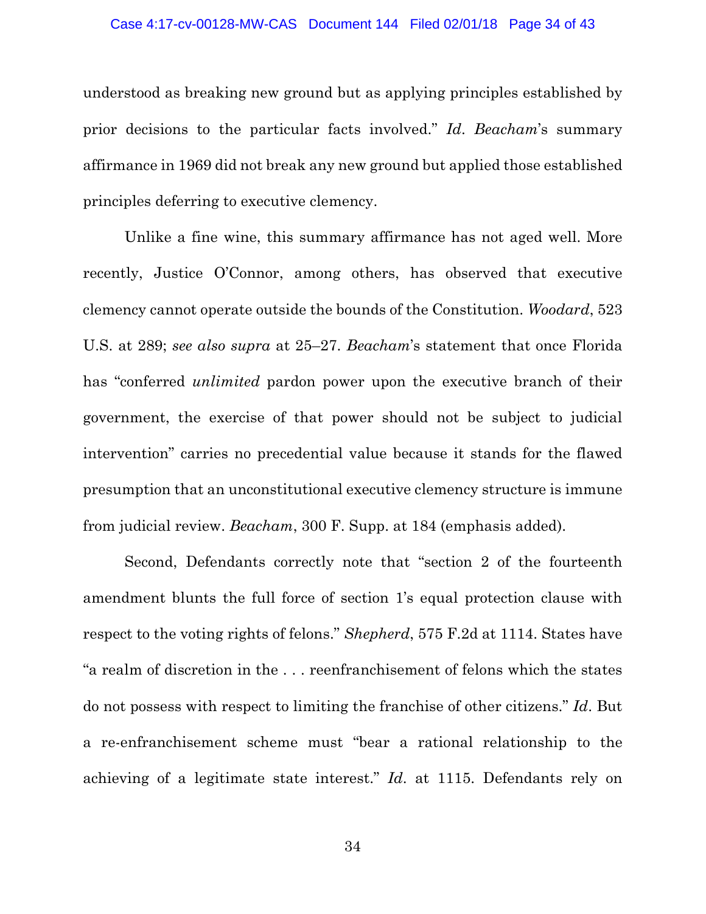understood as breaking new ground but as applying principles established by prior decisions to the particular facts involved." *Id*. *Beacham*'s summary affirmance in 1969 did not break any new ground but applied those established principles deferring to executive clemency.

Unlike a fine wine, this summary affirmance has not aged well. More recently, Justice O'Connor, among others, has observed that executive clemency cannot operate outside the bounds of the Constitution. *Woodard*, 523 U.S. at 289; *see also supra* at 25–27. *Beacham*'s statement that once Florida has "conferred *unlimited* pardon power upon the executive branch of their government, the exercise of that power should not be subject to judicial intervention" carries no precedential value because it stands for the flawed presumption that an unconstitutional executive clemency structure is immune from judicial review. *Beacham*, 300 F. Supp. at 184 (emphasis added).

Second, Defendants correctly note that "section 2 of the fourteenth amendment blunts the full force of section 1's equal protection clause with respect to the voting rights of felons." *Shepherd*, 575 F.2d at 1114. States have "a realm of discretion in the . . . reenfranchisement of felons which the states do not possess with respect to limiting the franchise of other citizens." *Id*. But a re-enfranchisement scheme must "bear a rational relationship to the achieving of a legitimate state interest." *Id*. at 1115. Defendants rely on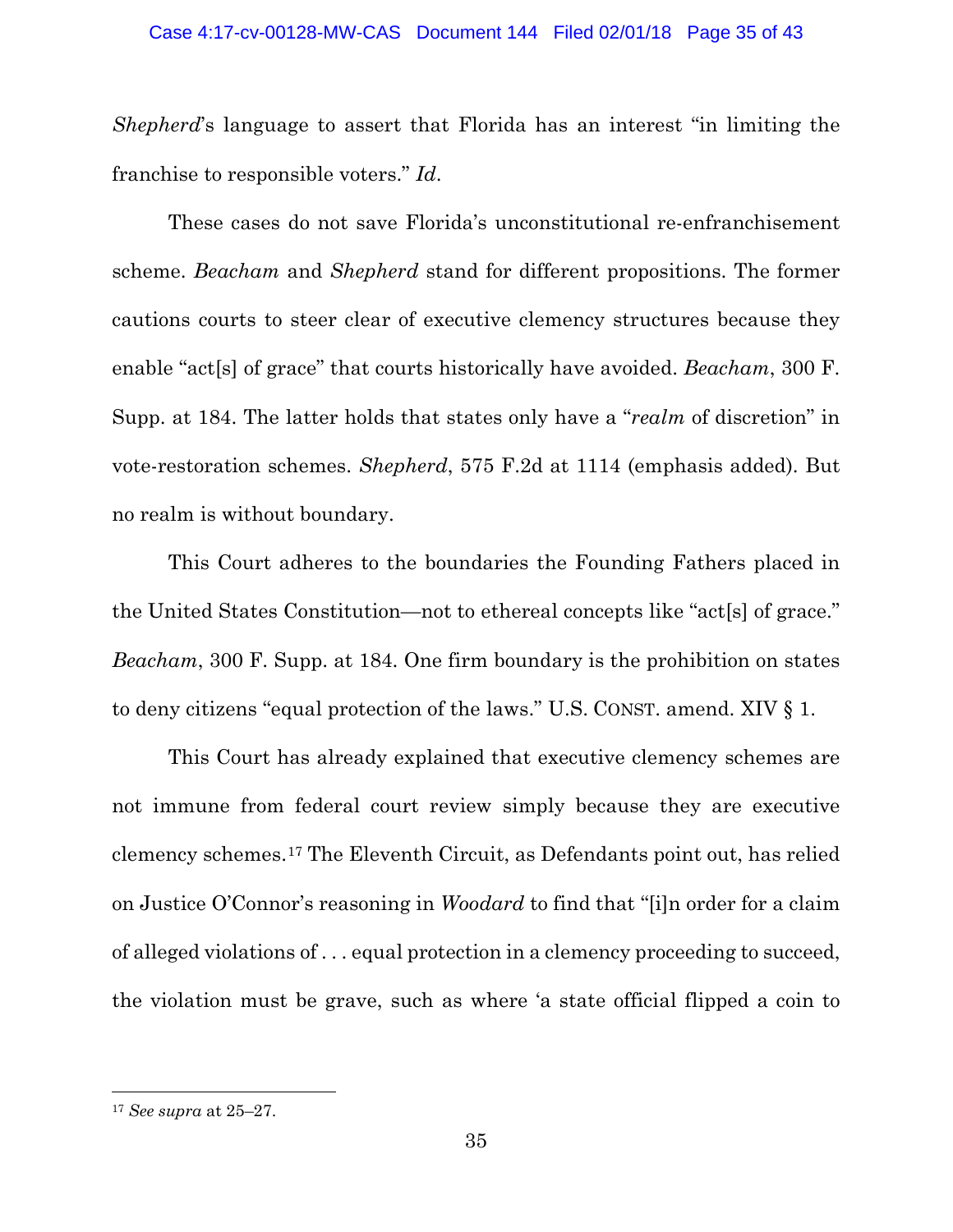*Shepherd*'s language to assert that Florida has an interest "in limiting the franchise to responsible voters." *Id*.

These cases do not save Florida's unconstitutional re-enfranchisement scheme. *Beacham* and *Shepherd* stand for different propositions. The former cautions courts to steer clear of executive clemency structures because they enable "act[s] of grace" that courts historically have avoided. *Beacham*, 300 F. Supp. at 184. The latter holds that states only have a "*realm* of discretion" in vote-restoration schemes. *Shepherd*, 575 F.2d at 1114 (emphasis added). But no realm is without boundary.

This Court adheres to the boundaries the Founding Fathers placed in the United States Constitution—not to ethereal concepts like "act[s] of grace." *Beacham*, 300 F. Supp. at 184. One firm boundary is the prohibition on states to deny citizens "equal protection of the laws." U.S. CONST. amend. XIV § 1.

This Court has already explained that executive clemency schemes are not immune from federal court review simply because they are executive clemency schemes.[17] The Eleventh Circuit, as Defendants point out, has relied on Justice O'Connor's reasoning in *Woodard* to find that "[i]n order for a claim of alleged violations of . . . equal protection in a clemency proceeding to succeed, the violation must be grave, such as where 'a state official flipped a coin to

---

[17] *See supra* at 25–27.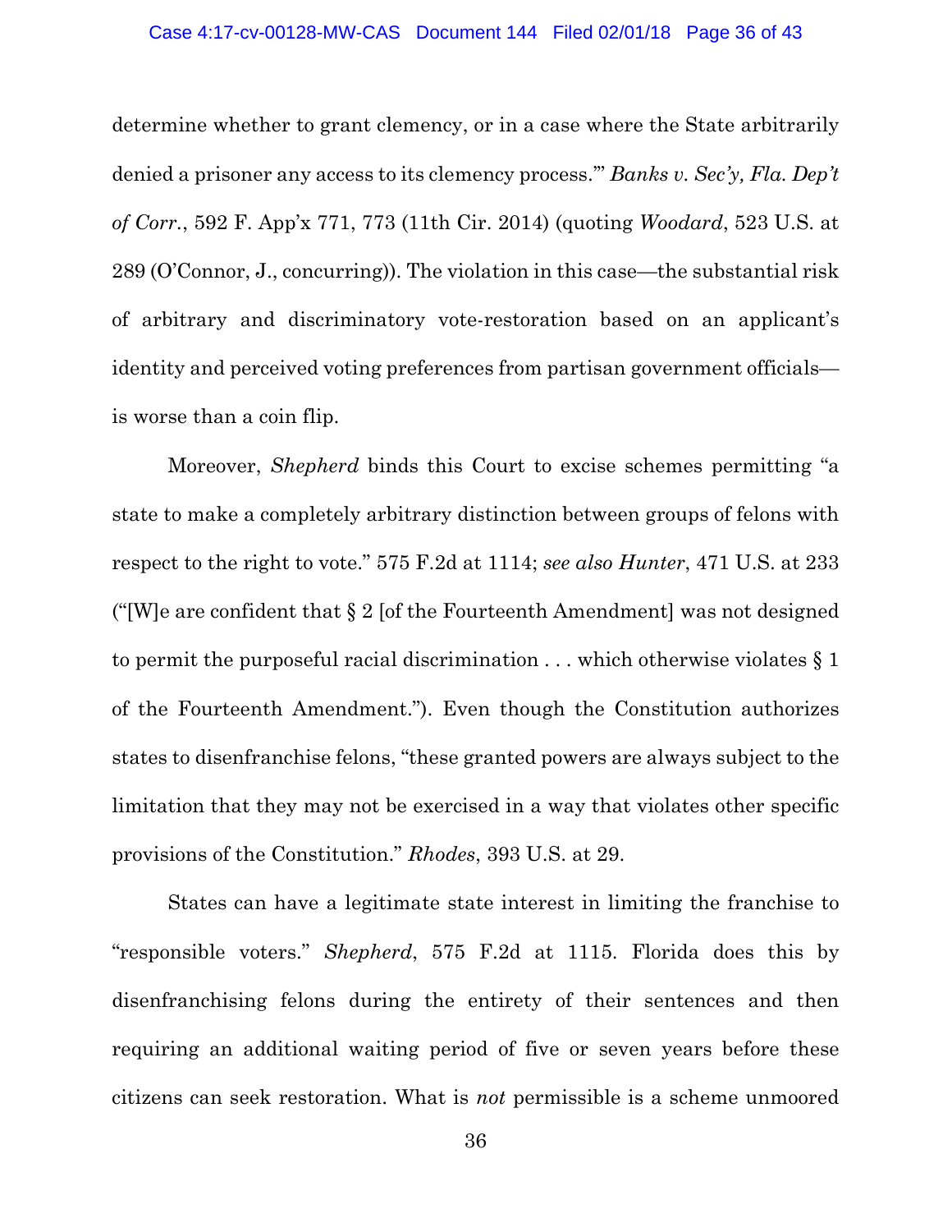determine whether to grant clemency, or in a case where the State arbitrarily denied a prisoner any access to its clemency process.'" *Banks v. Sec'y, Fla. Dep't of Corr.*, 592 F. App'x 771, 773 (11th Cir. 2014) (quoting *Woodard*, 523 U.S. at 289 (O'Connor, J., concurring)). The violation in this case—the substantial risk of arbitrary and discriminatory vote-restoration based on an applicant's identity and perceived voting preferences from partisan government officials—is worse than a coin flip.

Moreover, *Shepherd* binds this Court to excise schemes permitting "a state to make a completely arbitrary distinction between groups of felons with respect to the right to vote." 575 F.2d at 1114; *see also Hunter*, 471 U.S. at 233 ("[W]e are confident that § 2 [of the Fourteenth Amendment] was not designed to permit the purposeful racial discrimination . . . which otherwise violates § 1 of the Fourteenth Amendment."). Even though the Constitution authorizes states to disenfranchise felons, "these granted powers are always subject to the limitation that they may not be exercised in a way that violates other specific provisions of the Constitution." *Rhodes*, 393 U.S. at 29.

States can have a legitimate state interest in limiting the franchise to "responsible voters." *Shepherd*, 575 F.2d at 1115. Florida does this by disenfranchising felons during the entirety of their sentences and then requiring an additional waiting period of five or seven years before these citizens can seek restoration. What is *not* permissible is a scheme unmoored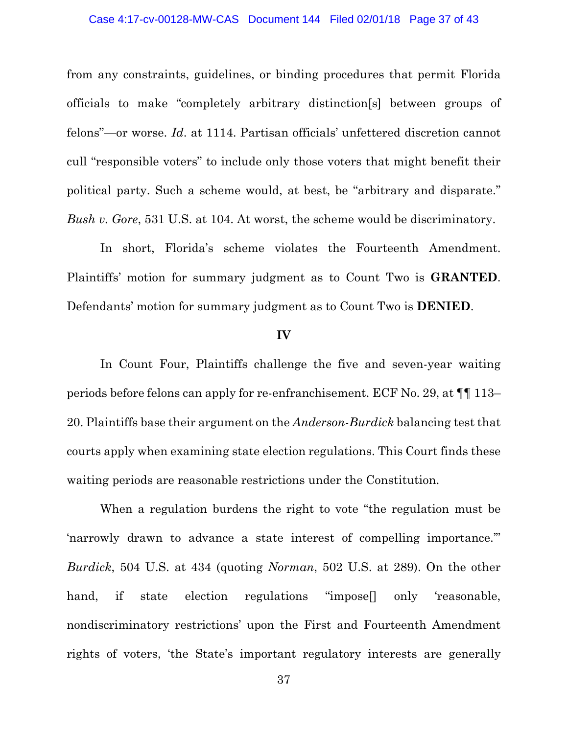from any constraints, guidelines, or binding procedures that permit Florida officials to make "completely arbitrary distinction[s] between groups of felons"—or worse. *Id*. at 1114. Partisan officials' unfettered discretion cannot cull "responsible voters" to include only those voters that might benefit their political party. Such a scheme would, at best, be "arbitrary and disparate." *Bush v. Gore*, 531 U.S. at 104. At worst, the scheme would be discriminatory.

In short, Florida's scheme violates the Fourteenth Amendment. Plaintiffs' motion for summary judgment as to Count Two is **GRANTED**. Defendants' motion for summary judgment as to Count Two is **DENIED**.

## IV

In Count Four, Plaintiffs challenge the five and seven-year waiting periods before felons can apply for re-enfranchisement. ECF No. 29, at ¶¶ 113–20. Plaintiffs base their argument on the *Anderson-Burdick* balancing test that courts apply when examining state election regulations. This Court finds these waiting periods are reasonable restrictions under the Constitution.

When a regulation burdens the right to vote "the regulation must be 'narrowly drawn to advance a state interest of compelling importance.'" *Burdick*, 504 U.S. at 434 (quoting *Norman*, 502 U.S. at 289). On the other hand, if state election regulations "impose[] only 'reasonable, nondiscriminatory restrictions' upon the First and Fourteenth Amendment rights of voters, 'the State's important regulatory interests are generally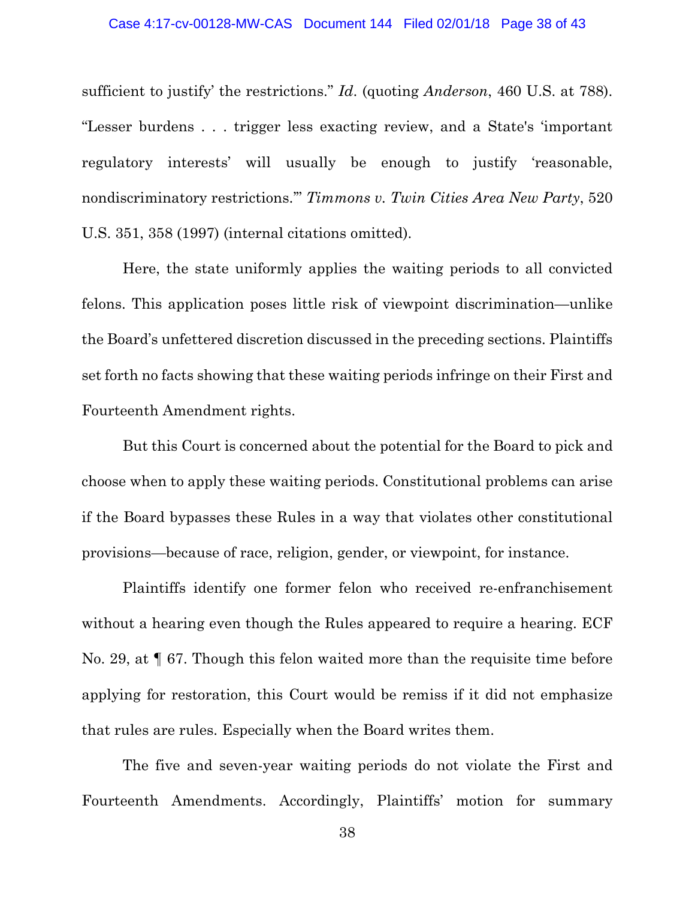sufficient to justify' the restrictions." *Id*. (quoting *Anderson*, 460 U.S. at 788). "Lesser burdens . . . trigger less exacting review, and a State's 'important regulatory interests' will usually be enough to justify 'reasonable, nondiscriminatory restrictions.'" *Timmons v. Twin Cities Area New Party*, 520 U.S. 351, 358 (1997) (internal citations omitted).

Here, the state uniformly applies the waiting periods to all convicted felons. This application poses little risk of viewpoint discrimination—unlike the Board's unfettered discretion discussed in the preceding sections. Plaintiffs set forth no facts showing that these waiting periods infringe on their First and Fourteenth Amendment rights.

But this Court is concerned about the potential for the Board to pick and choose when to apply these waiting periods. Constitutional problems can arise if the Board bypasses these Rules in a way that violates other constitutional provisions—because of race, religion, gender, or viewpoint, for instance.

Plaintiffs identify one former felon who received re-enfranchisement without a hearing even though the Rules appeared to require a hearing. ECF No. 29, at ¶ 67. Though this felon waited more than the requisite time before applying for restoration, this Court would be remiss if it did not emphasize that rules are rules. Especially when the Board writes them.

The five and seven-year waiting periods do not violate the First and Fourteenth Amendments. Accordingly, Plaintiffs' motion for summary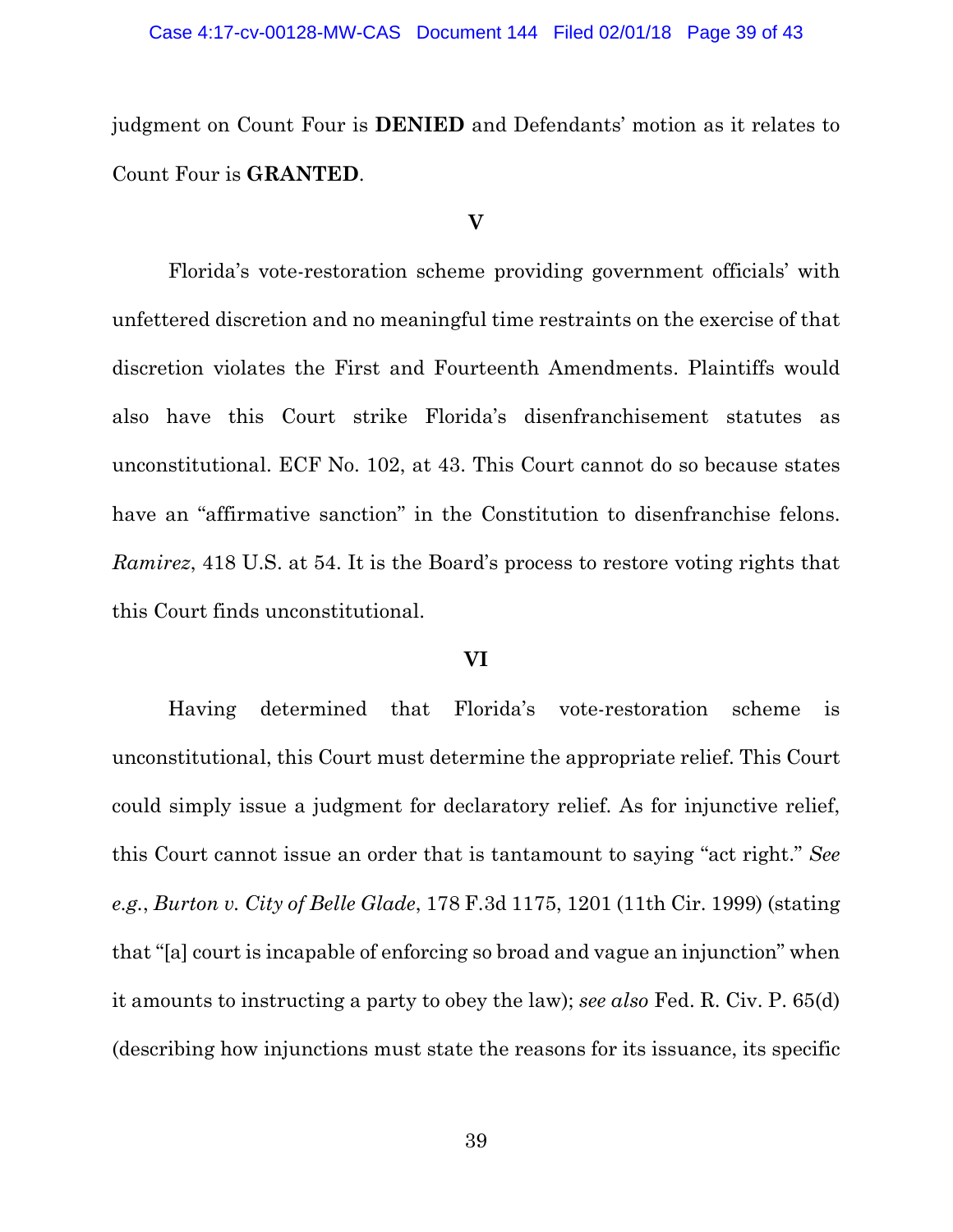judgment on Count Four is **DENIED** and Defendants' motion as it relates to Count Four is **GRANTED**.

## V

Florida's vote-restoration scheme providing government officials' with unfettered discretion and no meaningful time restraints on the exercise of that discretion violates the First and Fourteenth Amendments. Plaintiffs would also have this Court strike Florida's disenfranchisement statutes as unconstitutional. ECF No. 102, at 43. This Court cannot do so because states have an "affirmative sanction" in the Constitution to disenfranchise felons. *Ramirez*, 418 U.S. at 54. It is the Board's process to restore voting rights that this Court finds unconstitutional.

## VI

Having determined that Florida's vote-restoration scheme is unconstitutional, this Court must determine the appropriate relief. This Court could simply issue a judgment for declaratory relief. As for injunctive relief, this Court cannot issue an order that is tantamount to saying "act right." *See e.g.*, *Burton v. City of Belle Glade*, 178 F.3d 1175, 1201 (11th Cir. 1999) (stating that "[a] court is incapable of enforcing so broad and vague an injunction" when it amounts to instructing a party to obey the law); *see also* Fed. R. Civ. P. 65(d) (describing how injunctions must state the reasons for its issuance, its specific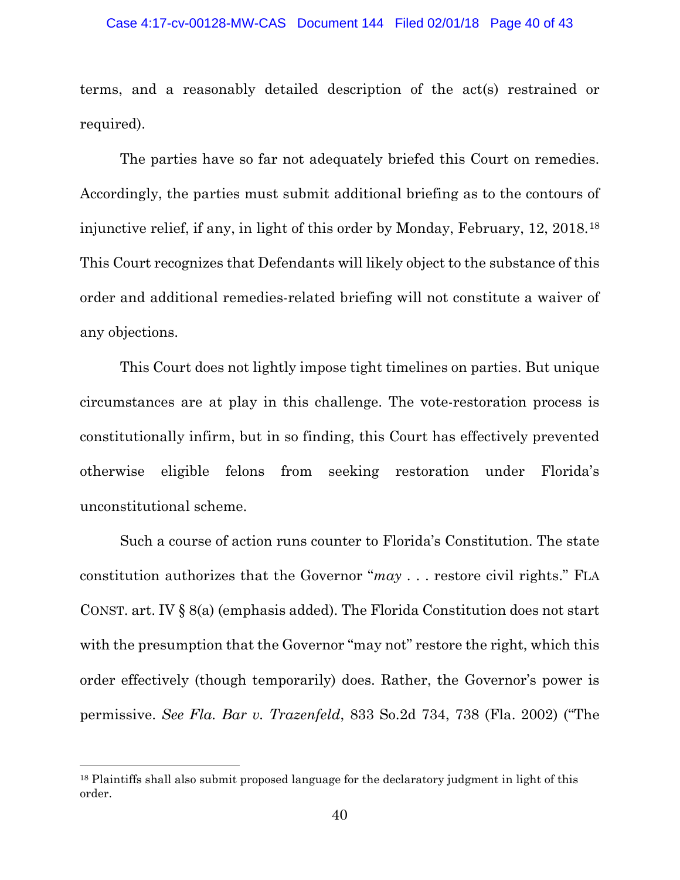terms, and a reasonably detailed description of the act(s) restrained or required).

The parties have so far not adequately briefed this Court on remedies. Accordingly, the parties must submit additional briefing as to the contours of injunctive relief, if any, in light of this order by Monday, February, 12, 2018.[18] This Court recognizes that Defendants will likely object to the substance of this order and additional remedies-related briefing will not constitute a waiver of any objections.

This Court does not lightly impose tight timelines on parties. But unique circumstances are at play in this challenge. The vote-restoration process is constitutionally infirm, but in so finding, this Court has effectively prevented otherwise eligible felons from seeking restoration under Florida's unconstitutional scheme.

Such a course of action runs counter to Florida's Constitution. The state constitution authorizes that the Governor "*may* . . . restore civil rights." FLA CONST. art. IV § 8(a) (emphasis added). The Florida Constitution does not start with the presumption that the Governor "may not" restore the right, which this order effectively (though temporarily) does. Rather, the Governor's power is permissive. *See Fla. Bar v. Trazenfeld*, 833 So.2d 734, 738 (Fla. 2002) ("The

---

[18] Plaintiffs shall also submit proposed language for the declaratory judgment in light of this order.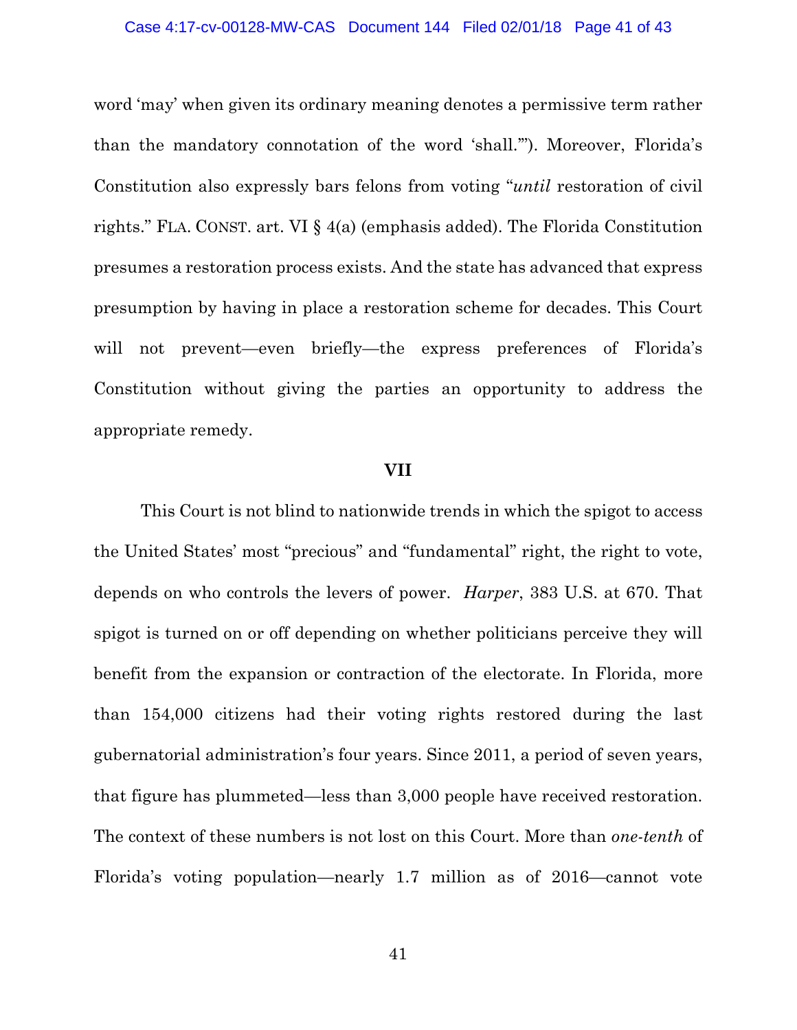word 'may' when given its ordinary meaning denotes a permissive term rather than the mandatory connotation of the word 'shall.'"). Moreover, Florida's Constitution also expressly bars felons from voting "*until* restoration of civil rights." FLA. CONST. art. VI § 4(a) (emphasis added). The Florida Constitution presumes a restoration process exists. And the state has advanced that express presumption by having in place a restoration scheme for decades. This Court will not prevent—even briefly—the express preferences of Florida's Constitution without giving the parties an opportunity to address the appropriate remedy.

## VII

This Court is not blind to nationwide trends in which the spigot to access the United States' most "precious" and "fundamental" right, the right to vote, depends on who controls the levers of power. *Harper*, 383 U.S. at 670. That spigot is turned on or off depending on whether politicians perceive they will benefit from the expansion or contraction of the electorate. In Florida, more than 154,000 citizens had their voting rights restored during the last gubernatorial administration's four years. Since 2011, a period of seven years, that figure has plummeted—less than 3,000 people have received restoration. The context of these numbers is not lost on this Court. More than *one-tenth* of Florida's voting population—nearly 1.7 million as of 2016—cannot vote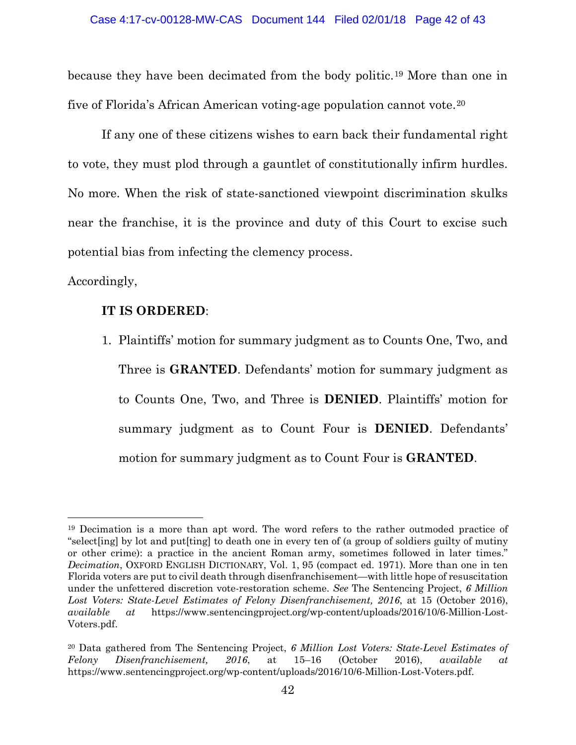because they have been decimated from the body politic.[19] More than one in five of Florida's African American voting-age population cannot vote.[20]

If any one of these citizens wishes to earn back their fundamental right to vote, they must plod through a gauntlet of constitutionally infirm hurdles. No more. When the risk of state-sanctioned viewpoint discrimination skulks near the franchise, it is the province and duty of this Court to excise such potential bias from infecting the clemency process.

Accordingly,

**IT IS ORDERED**:

1. Plaintiffs' motion for summary judgment as to Counts One, Two, and Three is **GRANTED**. Defendants' motion for summary judgment as to Counts One, Two, and Three is **DENIED**. Plaintiffs' motion for summary judgment as to Count Four is **DENIED**. Defendants' motion for summary judgment as to Count Four is **GRANTED**.

---

[19] Decimation is a more than apt word. The word refers to the rather outmoded practice of "select[ing] by lot and put[ting] to death one in every ten of (a group of soldiers guilty of mutiny or other crime): a practice in the ancient Roman army, sometimes followed in later times." *Decimation*, OXFORD ENGLISH DICTIONARY, Vol. 1, 95 (compact ed. 1971). More than one in ten Florida voters are put to civil death through disenfranchisement—with little hope of resuscitation under the unfettered discretion vote-restoration scheme. *See* The Sentencing Project, *6 Million Lost Voters: State-Level Estimates of Felony Disenfranchisement, 2016*, at 15 (October 2016), *available at* https://www.sentencingproject.org/wp-content/uploads/2016/10/6-Million-Lost-Voters.pdf.

[20] Data gathered from The Sentencing Project, *6 Million Lost Voters: State-Level Estimates of Felony Disenfranchisement, 2016*, at 15–16 (October 2016), *available at* https://www.sentencingproject.org/wp-content/uploads/2016/10/6-Million-Lost-Voters.pdf.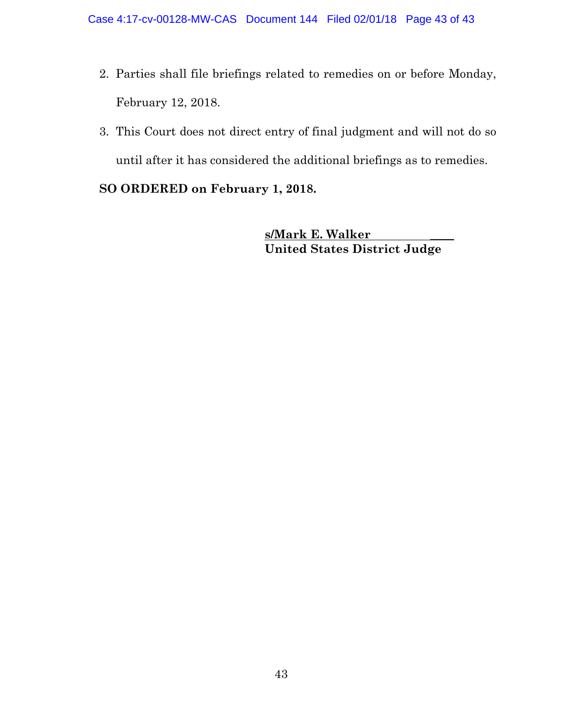2. Parties shall file briefings related to remedies on or before Monday, February 12, 2018.

3. This Court does not direct entry of final judgment and will not do so until after it has considered the additional briefings as to remedies.

**SO ORDERED on February 1, 2018.**

**s/Mark E. Walker**
**United States District Judge**